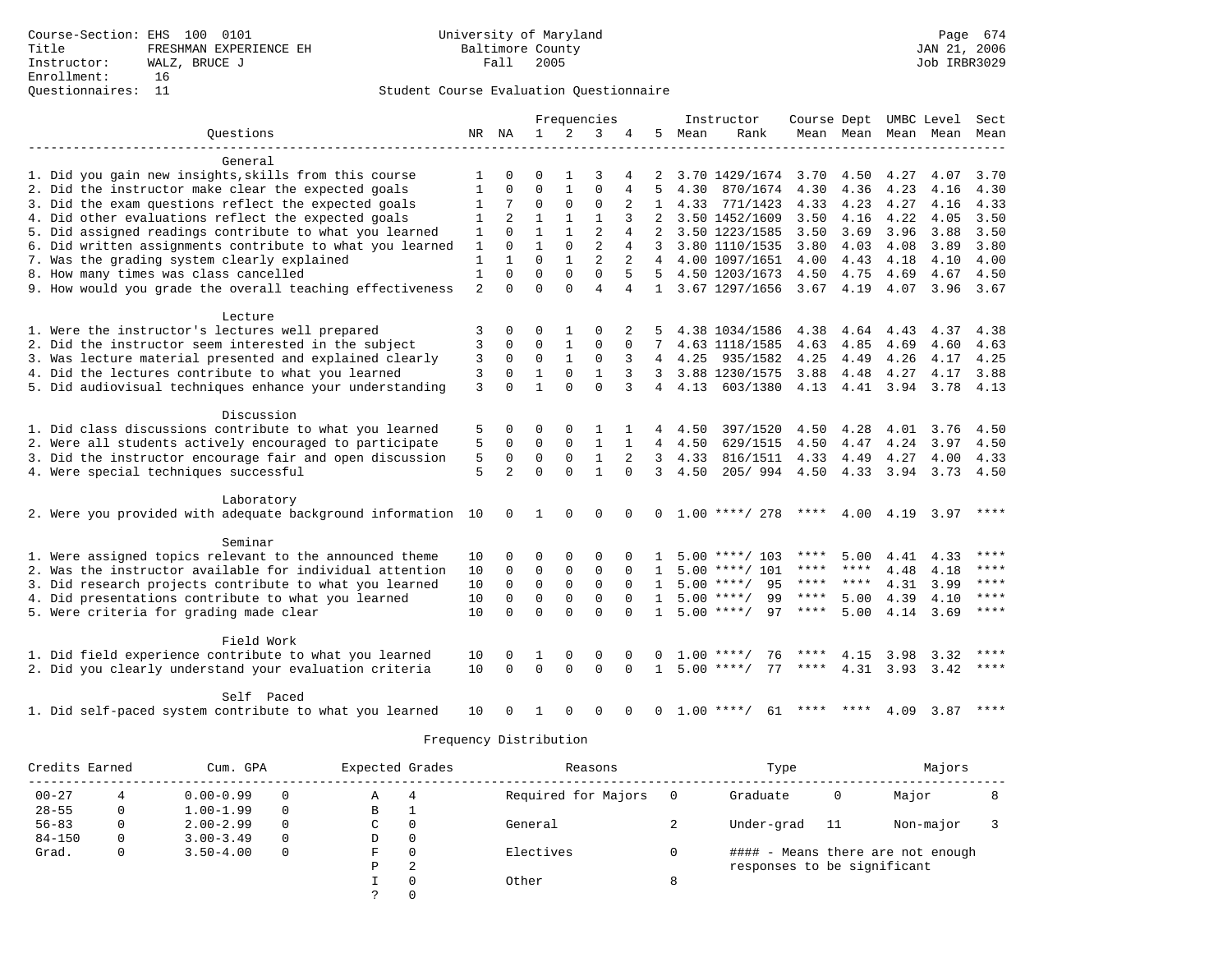Course-Section: EHS 100 0101
Title: FRESHMAN EXPERIENCE EH
Instructor: WALZ, BRUCE J
Enrollment: 16
Questionnaires: 11

University of Maryland
Baltimore County
Fall 2005

JAN 21, 2006
Job IRBR3029

Student Course Evaluation Questionnaire

| Questions | NR | NA | 1 | 2 | 3 | 4 | 5 | Instructor Mean | Instructor Rank | Course Mean | Dept Mean | UMBC Mean | Level Mean | Sect Mean |
|---|---|---|---|---|---|---|---|---|---|---|---|---|---|---|
| **General** | | | | | | | | | | | | | | |
| 1. Did you gain new insights,skills from this course | 1 | 0 | 0 | 1 | 3 | 4 | 2 | 3.70 | 1429/1674 | 3.70 | 4.50 | 4.27 | 4.07 | 3.70 |
| 2. Did the instructor make clear the expected goals | 1 | 0 | 0 | 1 | 0 | 4 | 5 | 4.30 | 870/1674 | 4.30 | 4.36 | 4.23 | 4.16 | 4.30 |
| 3. Did the exam questions reflect the expected goals | 1 | 7 | 0 | 0 | 0 | 2 | 1 | 4.33 | 771/1423 | 4.33 | 4.23 | 4.27 | 4.16 | 4.33 |
| 4. Did other evaluations reflect the expected goals | 1 | 2 | 1 | 1 | 1 | 3 | 2 | 3.50 | 1452/1609 | 3.50 | 4.16 | 4.22 | 4.05 | 3.50 |
| 5. Did assigned readings contribute to what you learned | 1 | 0 | 1 | 1 | 2 | 4 | 2 | 3.50 | 1223/1585 | 3.50 | 3.69 | 3.96 | 3.88 | 3.50 |
| 6. Did written assignments contribute to what you learned | 1 | 0 | 1 | 0 | 2 | 4 | 3 | 3.80 | 1110/1535 | 3.80 | 4.03 | 4.08 | 3.89 | 3.80 |
| 7. Was the grading system clearly explained | 1 | 1 | 0 | 1 | 2 | 2 | 4 | 4.00 | 1097/1651 | 4.00 | 4.43 | 4.18 | 4.10 | 4.00 |
| 8. How many times was class cancelled | 1 | 0 | 0 | 0 | 0 | 5 | 5 | 4.50 | 1203/1673 | 4.50 | 4.75 | 4.69 | 4.67 | 4.50 |
| 9. How would you grade the overall teaching effectiveness | 2 | 0 | 0 | 0 | 4 | 4 | 1 | 3.67 | 1297/1656 | 3.67 | 4.19 | 4.07 | 3.96 | 3.67 |
| **Lecture** | | | | | | | | | | | | | | |
| 1. Were the instructor's lectures well prepared | 3 | 0 | 0 | 1 | 0 | 2 | 5 | 4.38 | 1034/1586 | 4.38 | 4.64 | 4.43 | 4.37 | 4.38 |
| 2. Did the instructor seem interested in the subject | 3 | 0 | 0 | 1 | 0 | 0 | 7 | 4.63 | 1118/1585 | 4.63 | 4.85 | 4.69 | 4.60 | 4.63 |
| 3. Was lecture material presented and explained clearly | 3 | 0 | 0 | 1 | 0 | 3 | 4 | 4.25 | 935/1582 | 4.25 | 4.49 | 4.26 | 4.17 | 4.25 |
| 4. Did the lectures contribute to what you learned | 3 | 0 | 1 | 0 | 1 | 3 | 3 | 3.88 | 1230/1575 | 3.88 | 4.48 | 4.27 | 4.17 | 3.88 |
| 5. Did audiovisual techniques enhance your understanding | 3 | 0 | 1 | 0 | 0 | 3 | 4 | 4.13 | 603/1380 | 4.13 | 4.41 | 3.94 | 3.78 | 4.13 |
| **Discussion** | | | | | | | | | | | | | | |
| 1. Did class discussions contribute to what you learned | 5 | 0 | 0 | 0 | 1 | 1 | 4 | 4.50 | 397/1520 | 4.50 | 4.28 | 4.01 | 3.76 | 4.50 |
| 2. Were all students actively encouraged to participate | 5 | 0 | 0 | 0 | 1 | 1 | 4 | 4.50 | 629/1515 | 4.50 | 4.47 | 4.24 | 3.97 | 4.50 |
| 3. Did the instructor encourage fair and open discussion | 5 | 0 | 0 | 0 | 1 | 2 | 3 | 4.33 | 816/1511 | 4.33 | 4.49 | 4.27 | 4.00 | 4.33 |
| 4. Were special techniques successful | 5 | 2 | 0 | 0 | 1 | 0 | 3 | 4.50 | 205/ 994 | 4.50 | 4.33 | 3.94 | 3.73 | 4.50 |
| **Laboratory** | | | | | | | | | | | | | | |
| 2. Were you provided with adequate background information | 10 | 0 | 1 | 0 | 0 | 0 | 0 | 1.00 | ****/ 278 | **** | 4.00 | 4.19 | 3.97 | **** |
| **Seminar** | | | | | | | | | | | | | | |
| 1. Were assigned topics relevant to the announced theme | 10 | 0 | 0 | 0 | 0 | 0 | 1 | 5.00 | ****/ 103 | **** | 5.00 | 4.41 | 4.33 | **** |
| 2. Was the instructor available for individual attention | 10 | 0 | 0 | 0 | 0 | 0 | 1 | 5.00 | ****/ 101 | **** | **** | 4.48 | 4.18 | **** |
| 3. Did research projects contribute to what you learned | 10 | 0 | 0 | 0 | 0 | 0 | 1 | 5.00 | ****/ 95 | **** | **** | 4.31 | 3.99 | **** |
| 4. Did presentations contribute to what you learned | 10 | 0 | 0 | 0 | 0 | 0 | 1 | 5.00 | ****/ 99 | **** | 5.00 | 4.39 | 4.10 | **** |
| 5. Were criteria for grading made clear | 10 | 0 | 0 | 0 | 0 | 0 | 1 | 5.00 | ****/ 97 | **** | 5.00 | 4.14 | 3.69 | **** |
| **Field Work** | | | | | | | | | | | | | | |
| 1. Did field experience contribute to what you learned | 10 | 0 | 1 | 0 | 0 | 0 | 0 | 1.00 | ****/ 76 | **** | 4.15 | 3.98 | 3.32 | **** |
| 2. Did you clearly understand your evaluation criteria | 10 | 0 | 0 | 0 | 0 | 0 | 1 | 5.00 | ****/ 77 | **** | 4.31 | 3.93 | 3.42 | **** |
| **Self Paced** | | | | | | | | | | | | | | |
| 1. Did self-paced system contribute to what you learned | 10 | 0 | 1 | 0 | 0 | 0 | 0 | 1.00 | ****/ 61 | **** | **** | 4.09 | 3.87 | **** |

Frequency Distribution

| Credits Earned | | Cum. GPA | | Expected Grades | | Reasons | | Type | | Majors | |
|---|---|---|---|---|---|---|---|---|---|---|---|
| 00-27 | 4 | 0.00-0.99 | 0 | A | 4 | Required for Majors | 0 | Graduate | 0 | Major | 8 |
| 28-55 | 0 | 1.00-1.99 | 0 | B | 1 | | | | | | |
| 56-83 | 0 | 2.00-2.99 | 0 | C | 0 | General | 2 | Under-grad | 11 | Non-major | 3 |
| 84-150 | 0 | 3.00-3.49 | 0 | D | 0 | | | | | | |
| Grad. | 0 | 3.50-4.00 | 0 | F | 0 | Electives | 0 | #### - Means there are not enough responses to be significant | | | |
| | | | | P | 2 | | | | | | |
| | | | | I | 0 | Other | 8 | | | | |
| | | | | ? | 0 | | | | | | |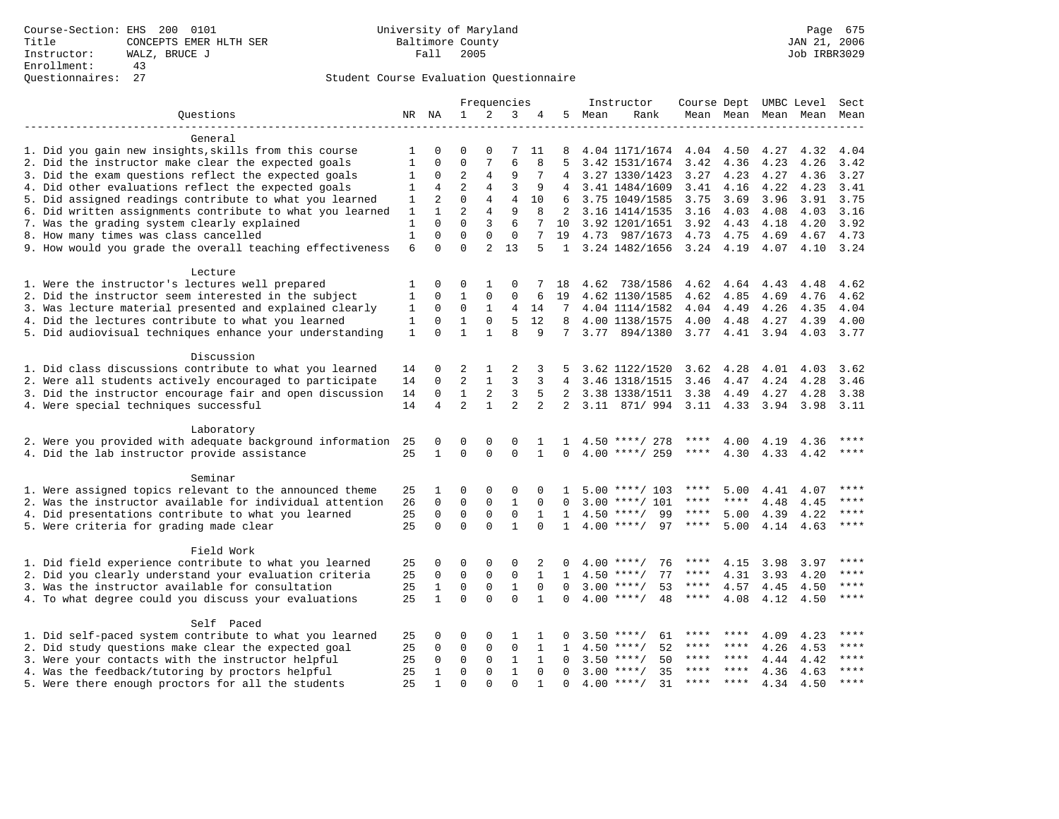Course-Section: EHS 200 0101
Title: CONCEPTS EMER HLTH SER
Instructor: WALZ, BRUCE J
Enrollment: 43
Questionnaires: 27

University of Maryland
Baltimore County
Fall 2005

Student Course Evaluation Questionnaire

| Questions | NR | NA | 1 | 2 | 3 | 4 | 5 | Instructor Mean | Rank | Course Mean | Dept Mean | UMBC Mean | Level Mean | Sect Mean |
|---|---|---|---|---|---|---|---|---|---|---|---|---|---|---|
| **General** | | | | | | | | | | | | | | |
| 1. Did you gain new insights,skills from this course | 1 | 0 | 0 | 0 | 7 | 11 | 8 | 4.04 | 1171/1674 | 4.04 | 4.50 | 4.27 | 4.32 | 4.04 |
| 2. Did the instructor make clear the expected goals | 1 | 0 | 0 | 7 | 6 | 8 | 5 | 3.42 | 1531/1674 | 3.42 | 4.36 | 4.23 | 4.26 | 3.42 |
| 3. Did the exam questions reflect the expected goals | 1 | 0 | 2 | 4 | 9 | 7 | 4 | 3.27 | 1330/1423 | 3.27 | 4.23 | 4.27 | 4.36 | 3.27 |
| 4. Did other evaluations reflect the expected goals | 1 | 4 | 2 | 4 | 3 | 9 | 4 | 3.41 | 1484/1609 | 3.41 | 4.16 | 4.22 | 4.23 | 3.41 |
| 5. Did assigned readings contribute to what you learned | 1 | 2 | 0 | 4 | 4 | 10 | 6 | 3.75 | 1049/1585 | 3.75 | 3.69 | 3.96 | 3.91 | 3.75 |
| 6. Did written assignments contribute to what you learned | 1 | 1 | 2 | 4 | 9 | 8 | 2 | 3.16 | 1414/1535 | 3.16 | 4.03 | 4.08 | 4.03 | 3.16 |
| 7. Was the grading system clearly explained | 1 | 0 | 0 | 3 | 6 | 7 | 10 | 3.92 | 1201/1651 | 3.92 | 4.43 | 4.18 | 4.20 | 3.92 |
| 8. How many times was class cancelled | 1 | 0 | 0 | 0 | 0 | 7 | 19 | 4.73 | 987/1673 | 4.73 | 4.75 | 4.69 | 4.67 | 4.73 |
| 9. How would you grade the overall teaching effectiveness | 6 | 0 | 0 | 2 | 13 | 5 | 1 | 3.24 | 1482/1656 | 3.24 | 4.19 | 4.07 | 4.10 | 3.24 |
| **Lecture** | | | | | | | | | | | | | | |
| 1. Were the instructor's lectures well prepared | 1 | 0 | 0 | 1 | 0 | 7 | 18 | 4.62 | 738/1586 | 4.62 | 4.64 | 4.43 | 4.48 | 4.62 |
| 2. Did the instructor seem interested in the subject | 1 | 0 | 1 | 0 | 0 | 6 | 19 | 4.62 | 1130/1585 | 4.62 | 4.85 | 4.69 | 4.76 | 4.62 |
| 3. Was lecture material presented and explained clearly | 1 | 0 | 0 | 1 | 4 | 14 | 7 | 4.04 | 1114/1582 | 4.04 | 4.49 | 4.26 | 4.35 | 4.04 |
| 4. Did the lectures contribute to what you learned | 1 | 0 | 1 | 0 | 5 | 12 | 8 | 4.00 | 1138/1575 | 4.00 | 4.48 | 4.27 | 4.39 | 4.00 |
| 5. Did audiovisual techniques enhance your understanding | 1 | 0 | 1 | 1 | 8 | 9 | 7 | 3.77 | 894/1380 | 3.77 | 4.41 | 3.94 | 4.03 | 3.77 |
| **Discussion** | | | | | | | | | | | | | | |
| 1. Did class discussions contribute to what you learned | 14 | 0 | 2 | 1 | 2 | 3 | 5 | 3.62 | 1122/1520 | 3.62 | 4.28 | 4.01 | 4.03 | 3.62 |
| 2. Were all students actively encouraged to participate | 14 | 0 | 2 | 1 | 3 | 3 | 4 | 3.46 | 1318/1515 | 3.46 | 4.47 | 4.24 | 4.28 | 3.46 |
| 3. Did the instructor encourage fair and open discussion | 14 | 0 | 1 | 2 | 3 | 5 | 2 | 3.38 | 1338/1511 | 3.38 | 4.49 | 4.27 | 4.28 | 3.38 |
| 4. Were special techniques successful | 14 | 4 | 2 | 1 | 2 | 2 | 2 | 3.11 | 871/ 994 | 3.11 | 4.33 | 3.94 | 3.98 | 3.11 |
| **Laboratory** | | | | | | | | | | | | | | |
| 2. Were you provided with adequate background information | 25 | 0 | 0 | 0 | 0 | 1 | 1 | 4.50 | ****/ 278 | **** | 4.00 | 4.19 | 4.36 | **** |
| 4. Did the lab instructor provide assistance | 25 | 1 | 0 | 0 | 0 | 1 | 0 | 4.00 | ****/ 259 | **** | 4.30 | 4.33 | 4.42 | **** |
| **Seminar** | | | | | | | | | | | | | | |
| 1. Were assigned topics relevant to the announced theme | 25 | 1 | 0 | 0 | 0 | 0 | 1 | 5.00 | ****/ 103 | **** | 5.00 | 4.41 | 4.07 | **** |
| 2. Was the instructor available for individual attention | 26 | 0 | 0 | 0 | 1 | 0 | 0 | 3.00 | ****/ 101 | **** | **** | 4.48 | 4.45 | **** |
| 4. Did presentations contribute to what you learned | 25 | 0 | 0 | 0 | 0 | 1 | 1 | 4.50 | ****/ 99 | **** | 5.00 | 4.39 | 4.22 | **** |
| 5. Were criteria for grading made clear | 25 | 0 | 0 | 0 | 1 | 0 | 1 | 4.00 | ****/ 97 | **** | 5.00 | 4.14 | 4.63 | **** |
| **Field Work** | | | | | | | | | | | | | | |
| 1. Did field experience contribute to what you learned | 25 | 0 | 0 | 0 | 0 | 2 | 0 | 4.00 | ****/ 76 | **** | 4.15 | 3.98 | 3.97 | **** |
| 2. Did you clearly understand your evaluation criteria | 25 | 0 | 0 | 0 | 0 | 1 | 1 | 4.50 | ****/ 77 | **** | 4.31 | 3.93 | 4.20 | **** |
| 3. Was the instructor available for consultation | 25 | 1 | 0 | 0 | 1 | 0 | 0 | 3.00 | ****/ 53 | **** | 4.57 | 4.45 | 4.50 | **** |
| 4. To what degree could you discuss your evaluations | 25 | 1 | 0 | 0 | 0 | 1 | 0 | 4.00 | ****/ 48 | **** | 4.08 | 4.12 | 4.50 | **** |
| **Self Paced** | | | | | | | | | | | | | | |
| 1. Did self-paced system contribute to what you learned | 25 | 0 | 0 | 0 | 1 | 1 | 0 | 3.50 | ****/ 61 | **** | **** | 4.09 | 4.23 | **** |
| 2. Did study questions make clear the expected goal | 25 | 0 | 0 | 0 | 0 | 1 | 1 | 4.50 | ****/ 52 | **** | **** | 4.26 | 4.53 | **** |
| 3. Were your contacts with the instructor helpful | 25 | 0 | 0 | 0 | 1 | 1 | 0 | 3.50 | ****/ 50 | **** | **** | 4.44 | 4.42 | **** |
| 4. Was the feedback/tutoring by proctors helpful | 25 | 1 | 0 | 0 | 1 | 0 | 0 | 3.00 | ****/ 35 | **** | **** | 4.36 | 4.63 | **** |
| 5. Were there enough proctors for all the students | 25 | 1 | 0 | 0 | 0 | 1 | 0 | 4.00 | ****/ 31 | **** | **** | 4.34 | 4.50 | **** |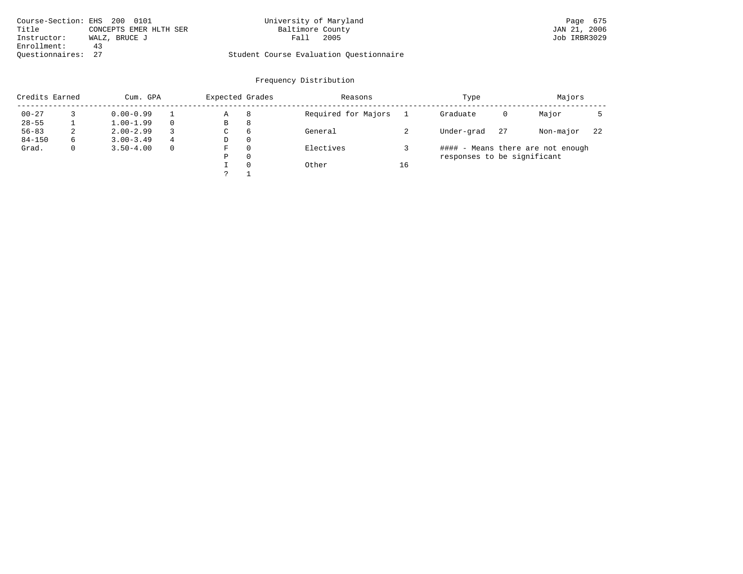Course-Section: EHS 200 0101
Title: CONCEPTS EMER HLTH SER
Instructor: WALZ, BRUCE J
Enrollment: 43
Questionnaires: 27

University of Maryland
Baltimore County
Fall 2005

Student Course Evaluation Questionnaire

JAN 21, 2006
Job IRBR3029

## Frequency Distribution

| Credits Earned | | Cum. GPA | | Expected Grades | | Reasons | | Type | | Majors | |
|---|---|---|---|---|---|---|---|---|---|---|---|
| 00-27 | 3 | 0.00-0.99 | 1 | A | 8 | Required for Majors | 1 | Graduate | 0 | Major | 5 |
| 28-55 | 1 | 1.00-1.99 | 0 | B | 8 | | | | | | |
| 56-83 | 2 | 2.00-2.99 | 3 | C | 6 | General | 2 | Under-grad | 27 | Non-major | 22 |
| 84-150 | 6 | 3.00-3.49 | 4 | D | 0 | | | | | | |
| Grad. | 0 | 3.50-4.00 | 0 | F | 0 | Electives | 3 | | | | |
| | | | | P | 0 | | | | | | |
| | | | | I | 0 | Other | 16 | | | | |
| | | | | ? | 1 | | | | | | |

#### - Means there are not enough responses to be significant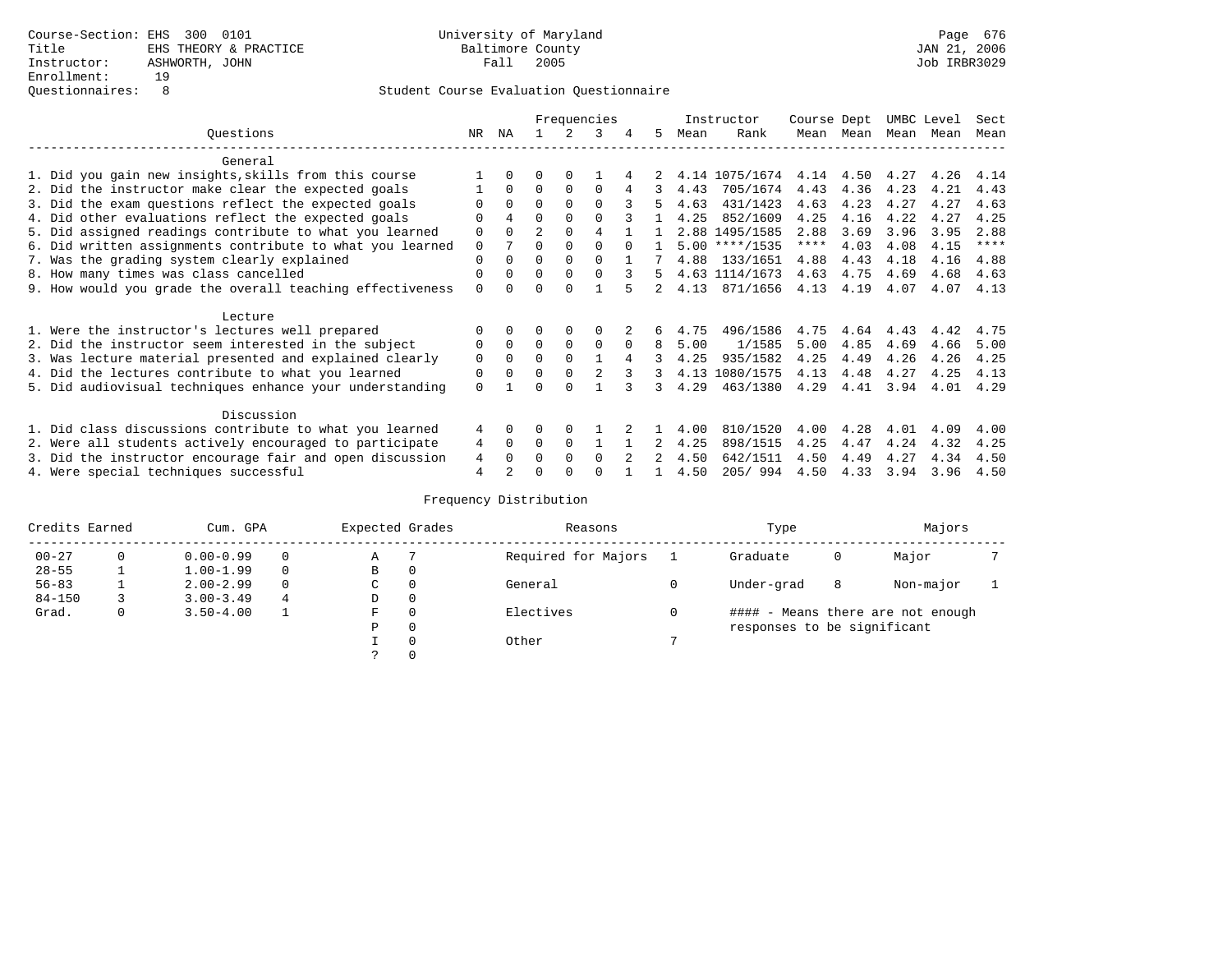Course-Section: EHS 300 0101
Title: EHS THEORY & PRACTICE
Instructor: ASHWORTH, JOHN
Enrollment: 19
Questionnaires: 8

University of Maryland
Baltimore County
Fall 2005

JAN 21, 2006
Job IRBR3029

## Student Course Evaluation Questionnaire

| Questions | NR | NA | 1 | 2 | 3 | 4 | 5 | Instructor Mean | Instructor Rank | Course Mean | Dept Mean | UMBC Mean | Level Mean | Sect Mean |
|---|---|---|---|---|---|---|---|---|---|---|---|---|---|---|
| **General** | | | | | | | | | | | | | | |
| 1. Did you gain new insights,skills from this course | 1 | 0 | 0 | 0 | 1 | 4 | 2 | 4.14 | 1075/1674 | 4.14 | 4.50 | 4.27 | 4.26 | 4.14 |
| 2. Did the instructor make clear the expected goals | 1 | 0 | 0 | 0 | 0 | 4 | 3 | 4.43 | 705/1674 | 4.43 | 4.36 | 4.23 | 4.21 | 4.43 |
| 3. Did the exam questions reflect the expected goals | 0 | 0 | 0 | 0 | 0 | 3 | 5 | 4.63 | 431/1423 | 4.63 | 4.23 | 4.27 | 4.27 | 4.63 |
| 4. Did other evaluations reflect the expected goals | 0 | 4 | 0 | 0 | 0 | 3 | 1 | 4.25 | 852/1609 | 4.25 | 4.16 | 4.22 | 4.27 | 4.25 |
| 5. Did assigned readings contribute to what you learned | 0 | 0 | 2 | 0 | 4 | 1 | 1 | 2.88 | 1495/1585 | 2.88 | 3.69 | 3.96 | 3.95 | 2.88 |
| 6. Did written assignments contribute to what you learned | 0 | 7 | 0 | 0 | 0 | 0 | 1 | 5.00 | ****/1535 | **** | 4.03 | 4.08 | 4.15 | **** |
| 7. Was the grading system clearly explained | 0 | 0 | 0 | 0 | 0 | 1 | 7 | 4.88 | 133/1651 | 4.88 | 4.43 | 4.18 | 4.16 | 4.88 |
| 8. How many times was class cancelled | 0 | 0 | 0 | 0 | 0 | 3 | 5 | 4.63 | 1114/1673 | 4.63 | 4.75 | 4.69 | 4.68 | 4.63 |
| 9. How would you grade the overall teaching effectiveness | 0 | 0 | 0 | 0 | 1 | 5 | 2 | 4.13 | 871/1656 | 4.13 | 4.19 | 4.07 | 4.07 | 4.13 |
| **Lecture** | | | | | | | | | | | | | | |
| 1. Were the instructor's lectures well prepared | 0 | 0 | 0 | 0 | 0 | 2 | 6 | 4.75 | 496/1586 | 4.75 | 4.64 | 4.43 | 4.42 | 4.75 |
| 2. Did the instructor seem interested in the subject | 0 | 0 | 0 | 0 | 0 | 0 | 8 | 5.00 | 1/1585 | 5.00 | 4.85 | 4.69 | 4.66 | 5.00 |
| 3. Was lecture material presented and explained clearly | 0 | 0 | 0 | 0 | 1 | 4 | 3 | 4.25 | 935/1582 | 4.25 | 4.49 | 4.26 | 4.26 | 4.25 |
| 4. Did the lectures contribute to what you learned | 0 | 0 | 0 | 0 | 2 | 3 | 3 | 4.13 | 1080/1575 | 4.13 | 4.48 | 4.27 | 4.25 | 4.13 |
| 5. Did audiovisual techniques enhance your understanding | 0 | 1 | 0 | 0 | 1 | 3 | 3 | 4.29 | 463/1380 | 4.29 | 4.41 | 3.94 | 4.01 | 4.29 |
| **Discussion** | | | | | | | | | | | | | | |
| 1. Did class discussions contribute to what you learned | 4 | 0 | 0 | 0 | 1 | 2 | 1 | 4.00 | 810/1520 | 4.00 | 4.28 | 4.01 | 4.09 | 4.00 |
| 2. Were all students actively encouraged to participate | 4 | 0 | 0 | 0 | 1 | 1 | 2 | 4.25 | 898/1515 | 4.25 | 4.47 | 4.24 | 4.32 | 4.25 |
| 3. Did the instructor encourage fair and open discussion | 4 | 0 | 0 | 0 | 0 | 2 | 2 | 4.50 | 642/1511 | 4.50 | 4.49 | 4.27 | 4.34 | 4.50 |
| 4. Were special techniques successful | 4 | 2 | 0 | 0 | 0 | 1 | 1 | 4.50 | 205/ 994 | 4.50 | 4.33 | 3.94 | 3.96 | 4.50 |

## Frequency Distribution

| Credits Earned | | Cum. GPA | | Expected Grades | | Reasons | | Type | | Majors | |
|---|---|---|---|---|---|---|---|---|---|---|---|
| 00-27 | 0 | 0.00-0.99 | 0 | A | 7 | Required for Majors | 1 | Graduate | 0 | Major | 7 |
| 28-55 | 1 | 1.00-1.99 | 0 | B | 0 | | | | | | |
| 56-83 | 1 | 2.00-2.99 | 0 | C | 0 | General | 0 | Under-grad | 8 | Non-major | 1 |
| 84-150 | 3 | 3.00-3.49 | 4 | D | 0 | | | | | | |
| Grad. | 0 | 3.50-4.00 | 1 | F | 0 | Electives | 0 | | | | |
| | | | | P | 0 | | | | | | |
| | | | | I | 0 | Other | 7 | | | | |
| | | | | ? | 0 | | | | | | |

#### - Means there are not enough responses to be significant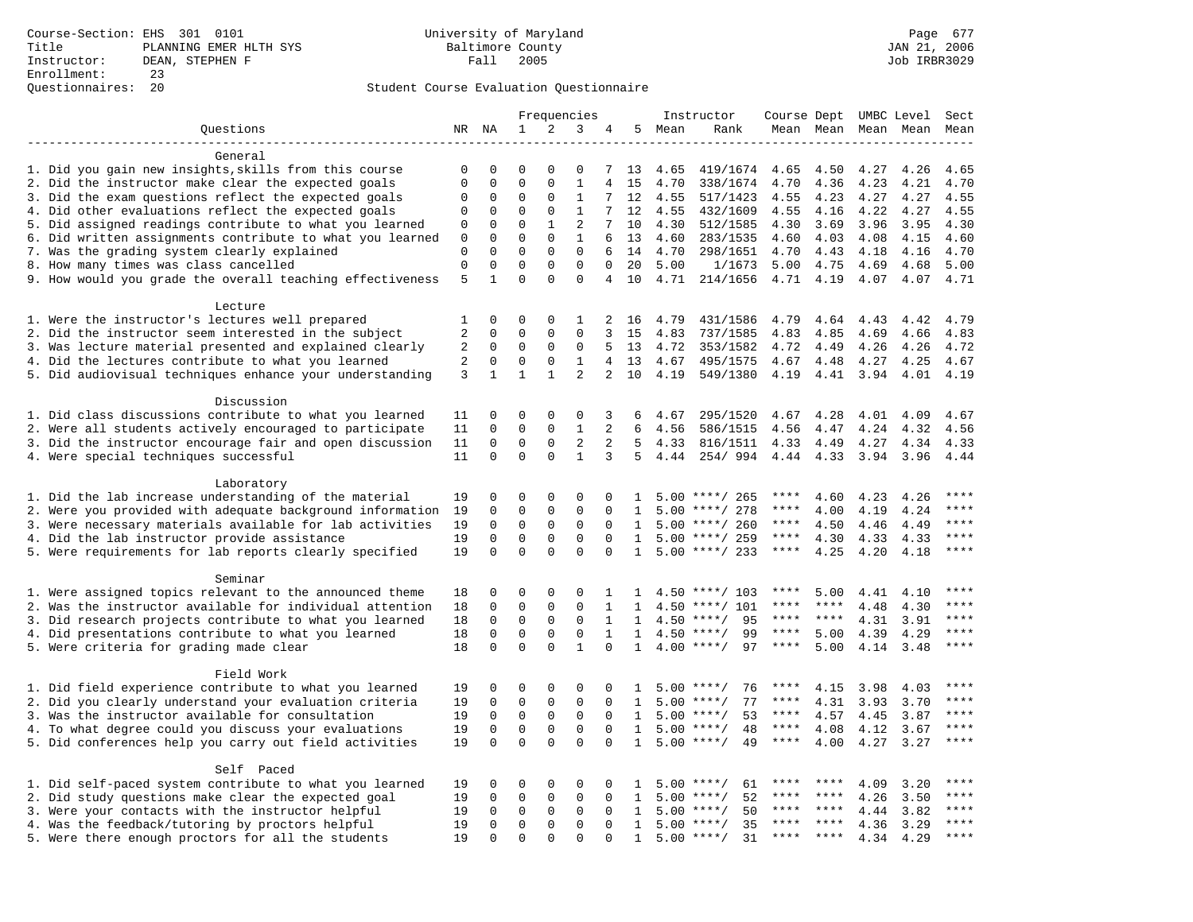Course-Section: EHS 301 0101
Title: PLANNING EMER HLTH SYS
Instructor: DEAN, STEPHEN F
Enrollment: 23
Questionnaires: 20

University of Maryland
Baltimore County
Fall 2005

Student Course Evaluation Questionnaire

| Questions | NR | NA | 1 | 2 | 3 | 4 | 5 | Instructor Mean | Instructor Rank | Course Mean | Dept Mean | UMBC Level Mean | Level Mean | Sect Mean |
|---|---|---|---|---|---|---|---|---|---|---|---|---|---|---|
| **General** | | | | | | | | | | | | | | |
| 1. Did you gain new insights,skills from this course | 0 | 0 | 0 | 0 | 0 | 7 | 13 | 4.65 | 419/1674 | 4.65 | 4.50 | 4.27 | 4.26 | 4.65 |
| 2. Did the instructor make clear the expected goals | 0 | 0 | 0 | 0 | 1 | 4 | 15 | 4.70 | 338/1674 | 4.70 | 4.36 | 4.23 | 4.21 | 4.70 |
| 3. Did the exam questions reflect the expected goals | 0 | 0 | 0 | 0 | 1 | 7 | 12 | 4.55 | 517/1423 | 4.55 | 4.23 | 4.27 | 4.27 | 4.55 |
| 4. Did other evaluations reflect the expected goals | 0 | 0 | 0 | 0 | 1 | 7 | 12 | 4.55 | 432/1609 | 4.55 | 4.16 | 4.22 | 4.27 | 4.55 |
| 5. Did assigned readings contribute to what you learned | 0 | 0 | 0 | 1 | 2 | 7 | 10 | 4.30 | 512/1585 | 4.30 | 3.69 | 3.96 | 3.95 | 4.30 |
| 6. Did written assignments contribute to what you learned | 0 | 0 | 0 | 0 | 1 | 6 | 13 | 4.60 | 283/1535 | 4.60 | 4.03 | 4.08 | 4.15 | 4.60 |
| 7. Was the grading system clearly explained | 0 | 0 | 0 | 0 | 0 | 6 | 14 | 4.70 | 298/1651 | 4.70 | 4.43 | 4.18 | 4.16 | 4.70 |
| 8. How many times was class cancelled | 0 | 0 | 0 | 0 | 0 | 0 | 20 | 5.00 | 1/1673 | 5.00 | 4.75 | 4.69 | 4.68 | 5.00 |
| 9. How would you grade the overall teaching effectiveness | 5 | 1 | 0 | 0 | 0 | 4 | 10 | 4.71 | 214/1656 | 4.71 | 4.19 | 4.07 | 4.07 | 4.71 |
| **Lecture** | | | | | | | | | | | | | | |
| 1. Were the instructor's lectures well prepared | 1 | 0 | 0 | 0 | 1 | 2 | 16 | 4.79 | 431/1586 | 4.79 | 4.64 | 4.43 | 4.42 | 4.79 |
| 2. Did the instructor seem interested in the subject | 2 | 0 | 0 | 0 | 0 | 3 | 15 | 4.83 | 737/1585 | 4.83 | 4.85 | 4.69 | 4.66 | 4.83 |
| 3. Was lecture material presented and explained clearly | 2 | 0 | 0 | 0 | 0 | 5 | 13 | 4.72 | 353/1582 | 4.72 | 4.49 | 4.26 | 4.26 | 4.72 |
| 4. Did the lectures contribute to what you learned | 2 | 0 | 0 | 0 | 1 | 4 | 13 | 4.67 | 495/1575 | 4.67 | 4.48 | 4.27 | 4.25 | 4.67 |
| 5. Did audiovisual techniques enhance your understanding | 3 | 1 | 1 | 1 | 2 | 2 | 10 | 4.19 | 549/1380 | 4.19 | 4.41 | 3.94 | 4.01 | 4.19 |
| **Discussion** | | | | | | | | | | | | | | |
| 1. Did class discussions contribute to what you learned | 11 | 0 | 0 | 0 | 0 | 3 | 6 | 4.67 | 295/1520 | 4.67 | 4.28 | 4.01 | 4.09 | 4.67 |
| 2. Were all students actively encouraged to participate | 11 | 0 | 0 | 0 | 1 | 2 | 6 | 4.56 | 586/1515 | 4.56 | 4.47 | 4.24 | 4.32 | 4.56 |
| 3. Did the instructor encourage fair and open discussion | 11 | 0 | 0 | 0 | 2 | 2 | 5 | 4.33 | 816/1511 | 4.33 | 4.49 | 4.27 | 4.34 | 4.33 |
| 4. Were special techniques successful | 11 | 0 | 0 | 0 | 1 | 3 | 5 | 4.44 | 254/ 994 | 4.44 | 4.33 | 3.94 | 3.96 | 4.44 |
| **Laboratory** | | | | | | | | | | | | | | |
| 1. Did the lab increase understanding of the material | 19 | 0 | 0 | 0 | 0 | 0 | 1 | 5.00 | ****/ 265 | **** | 4.60 | 4.23 | 4.26 | **** |
| 2. Were you provided with adequate background information | 19 | 0 | 0 | 0 | 0 | 0 | 1 | 5.00 | ****/ 278 | **** | 4.00 | 4.19 | 4.24 | **** |
| 3. Were necessary materials available for lab activities | 19 | 0 | 0 | 0 | 0 | 0 | 1 | 5.00 | ****/ 260 | **** | 4.50 | 4.46 | 4.49 | **** |
| 4. Did the lab instructor provide assistance | 19 | 0 | 0 | 0 | 0 | 0 | 1 | 5.00 | ****/ 259 | **** | 4.30 | 4.33 | 4.33 | **** |
| 5. Were requirements for lab reports clearly specified | 19 | 0 | 0 | 0 | 0 | 0 | 1 | 5.00 | ****/ 233 | **** | 4.25 | 4.20 | 4.18 | **** |
| **Seminar** | | | | | | | | | | | | | | |
| 1. Were assigned topics relevant to the announced theme | 18 | 0 | 0 | 0 | 0 | 1 | 1 | 4.50 | ****/ 103 | **** | 5.00 | 4.41 | 4.10 | **** |
| 2. Was the instructor available for individual attention | 18 | 0 | 0 | 0 | 0 | 1 | 1 | 4.50 | ****/ 101 | **** | **** | 4.48 | 4.30 | **** |
| 3. Did research projects contribute to what you learned | 18 | 0 | 0 | 0 | 0 | 1 | 1 | 4.50 | ****/ 95 | **** | **** | 4.31 | 3.91 | **** |
| 4. Did presentations contribute to what you learned | 18 | 0 | 0 | 0 | 0 | 1 | 1 | 4.50 | ****/ 99 | **** | 5.00 | 4.39 | 4.29 | **** |
| 5. Were criteria for grading made clear | 18 | 0 | 0 | 0 | 1 | 0 | 1 | 4.00 | ****/ 97 | **** | 5.00 | 4.14 | 3.48 | **** |
| **Field Work** | | | | | | | | | | | | | | |
| 1. Did field experience contribute to what you learned | 19 | 0 | 0 | 0 | 0 | 0 | 1 | 5.00 | ****/ 76 | **** | 4.15 | 3.98 | 4.03 | **** |
| 2. Did you clearly understand your evaluation criteria | 19 | 0 | 0 | 0 | 0 | 0 | 1 | 5.00 | ****/ 77 | **** | 4.31 | 3.93 | 3.70 | **** |
| 3. Was the instructor available for consultation | 19 | 0 | 0 | 0 | 0 | 0 | 1 | 5.00 | ****/ 53 | **** | 4.57 | 4.45 | 3.87 | **** |
| 4. To what degree could you discuss your evaluations | 19 | 0 | 0 | 0 | 0 | 0 | 1 | 5.00 | ****/ 48 | **** | 4.08 | 4.12 | 3.67 | **** |
| 5. Did conferences help you carry out field activities | 19 | 0 | 0 | 0 | 0 | 0 | 1 | 5.00 | ****/ 49 | **** | 4.00 | 4.27 | 3.27 | **** |
| **Self Paced** | | | | | | | | | | | | | | |
| 1. Did self-paced system contribute to what you learned | 19 | 0 | 0 | 0 | 0 | 0 | 1 | 5.00 | ****/ 61 | **** | **** | 4.09 | 3.20 | **** |
| 2. Did study questions make clear the expected goal | 19 | 0 | 0 | 0 | 0 | 0 | 1 | 5.00 | ****/ 52 | **** | **** | 4.26 | 3.50 | **** |
| 3. Were your contacts with the instructor helpful | 19 | 0 | 0 | 0 | 0 | 0 | 1 | 5.00 | ****/ 50 | **** | **** | 4.44 | 3.82 | **** |
| 4. Was the feedback/tutoring by proctors helpful | 19 | 0 | 0 | 0 | 0 | 0 | 1 | 5.00 | ****/ 35 | **** | **** | 4.36 | 3.29 | **** |
| 5. Were there enough proctors for all the students | 19 | 0 | 0 | 0 | 0 | 0 | 1 | 5.00 | ****/ 31 | **** | **** | 4.34 | 4.29 | **** |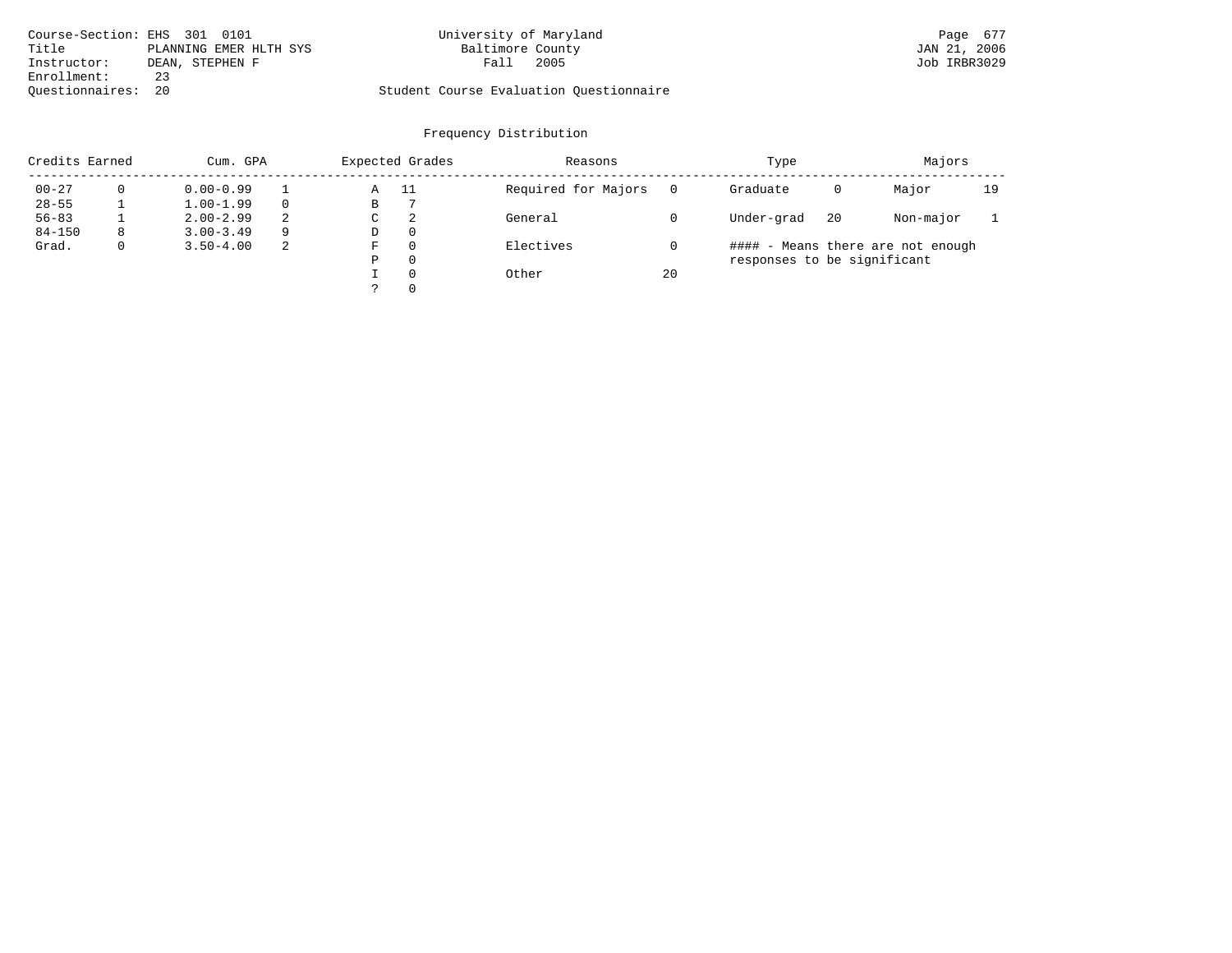Course-Section: EHS 301 0101
Title: PLANNING EMER HLTH SYS
Instructor: DEAN, STEPHEN F
Enrollment: 23
Questionnaires: 20

University of Maryland
Baltimore County
Fall 2005

Student Course Evaluation Questionnaire

JAN 21, 2006
Job IRBR3029

## Frequency Distribution

| Credits Earned | | Cum. GPA | | Expected Grades | | Reasons | | Type | | Majors | |
|---|---|---|---|---|---|---|---|---|---|---|---|
| 00-27 | 0 | 0.00-0.99 | 1 | A | 11 | Required for Majors | 0 | Graduate | 0 | Major | 19 |
| 28-55 | 1 | 1.00-1.99 | 0 | B | 7 | | | | | | |
| 56-83 | 1 | 2.00-2.99 | 2 | C | 2 | General | 0 | Under-grad | 20 | Non-major | 1 |
| 84-150 | 8 | 3.00-3.49 | 9 | D | 0 | | | | | | |
| Grad. | 0 | 3.50-4.00 | 2 | F | 0 | Electives | 0 | | | | |
| | | | | P | 0 | | | | | | |
| | | | | I | 0 | Other | 20 | | | | |
| | | | | ? | 0 | | | | | | |

#### - Means there are not enough responses to be significant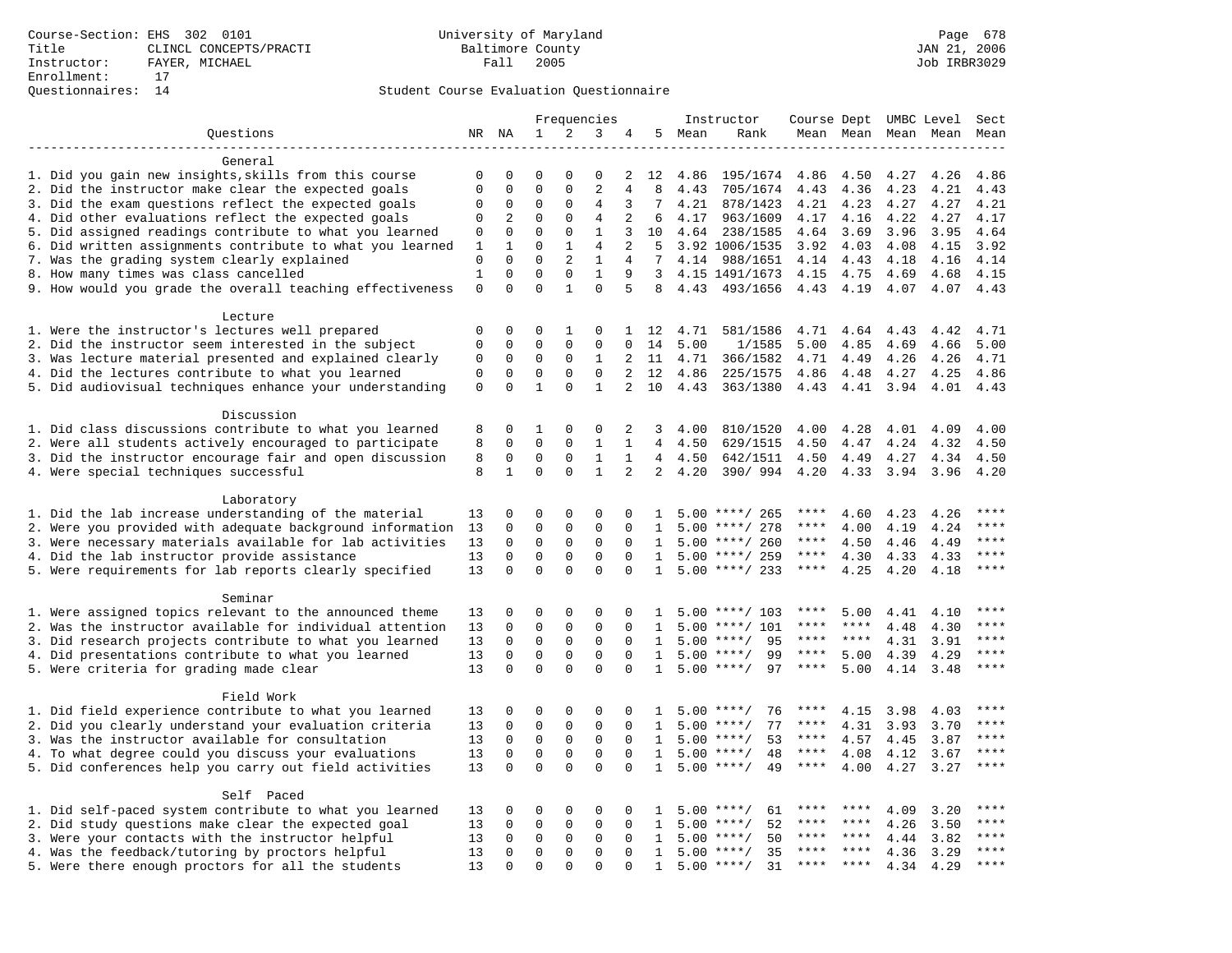Course-Section: EHS 302 0101
Title: CLINCL CONCEPTS/PRACTI
Instructor: FAYER, MICHAEL
Enrollment: 17
Questionnaires: 14

University of Maryland
Baltimore County
Fall 2005

JAN 21, 2006
Job IRBR3029

## Student Course Evaluation Questionnaire

| Questions | NR | NA | 1 | 2 | 3 | 4 | 5 | Instructor Mean | Instructor Rank | Course Mean | Dept Mean | UMBC Mean | Level Mean | Sect Mean |
|---|---|---|---|---|---|---|---|---|---|---|---|---|---|---|
| **General** | | | | | | | | | | | | | | |
| 1. Did you gain new insights,skills from this course | 0 | 0 | 0 | 0 | 0 | 2 | 12 | 4.86 | 195/1674 | 4.86 | 4.50 | 4.27 | 4.26 | 4.86 |
| 2. Did the instructor make clear the expected goals | 0 | 0 | 0 | 0 | 2 | 4 | 8 | 4.43 | 705/1674 | 4.43 | 4.36 | 4.23 | 4.21 | 4.43 |
| 3. Did the exam questions reflect the expected goals | 0 | 0 | 0 | 0 | 4 | 3 | 7 | 4.21 | 878/1423 | 4.21 | 4.23 | 4.27 | 4.27 | 4.21 |
| 4. Did other evaluations reflect the expected goals | 0 | 2 | 0 | 0 | 4 | 2 | 6 | 4.17 | 963/1609 | 4.17 | 4.16 | 4.22 | 4.27 | 4.17 |
| 5. Did assigned readings contribute to what you learned | 0 | 0 | 0 | 0 | 1 | 3 | 10 | 4.64 | 238/1585 | 4.64 | 3.69 | 3.96 | 3.95 | 4.64 |
| 6. Did written assignments contribute to what you learned | 1 | 1 | 0 | 1 | 4 | 2 | 5 | 3.92 | 1006/1535 | 3.92 | 4.03 | 4.08 | 4.15 | 3.92 |
| 7. Was the grading system clearly explained | 0 | 0 | 0 | 2 | 1 | 4 | 7 | 4.14 | 988/1651 | 4.14 | 4.43 | 4.18 | 4.16 | 4.14 |
| 8. How many times was class cancelled | 1 | 0 | 0 | 0 | 1 | 9 | 3 | 4.15 | 1491/1673 | 4.15 | 4.75 | 4.69 | 4.68 | 4.15 |
| 9. How would you grade the overall teaching effectiveness | 0 | 0 | 0 | 1 | 0 | 5 | 8 | 4.43 | 493/1656 | 4.43 | 4.19 | 4.07 | 4.07 | 4.43 |
| **Lecture** | | | | | | | | | | | | | | |
| 1. Were the instructor's lectures well prepared | 0 | 0 | 0 | 1 | 0 | 1 | 12 | 4.71 | 581/1586 | 4.71 | 4.64 | 4.43 | 4.42 | 4.71 |
| 2. Did the instructor seem interested in the subject | 0 | 0 | 0 | 0 | 0 | 0 | 14 | 5.00 | 1/1585 | 5.00 | 4.85 | 4.69 | 4.66 | 5.00 |
| 3. Was lecture material presented and explained clearly | 0 | 0 | 0 | 0 | 1 | 2 | 11 | 4.71 | 366/1582 | 4.71 | 4.49 | 4.26 | 4.26 | 4.71 |
| 4. Did the lectures contribute to what you learned | 0 | 0 | 0 | 0 | 0 | 2 | 12 | 4.86 | 225/1575 | 4.86 | 4.48 | 4.27 | 4.25 | 4.86 |
| 5. Did audiovisual techniques enhance your understanding | 0 | 0 | 1 | 0 | 1 | 2 | 10 | 4.43 | 363/1380 | 4.43 | 4.41 | 3.94 | 4.01 | 4.43 |
| **Discussion** | | | | | | | | | | | | | | |
| 1. Did class discussions contribute to what you learned | 8 | 0 | 1 | 0 | 0 | 2 | 3 | 4.00 | 810/1520 | 4.00 | 4.28 | 4.01 | 4.09 | 4.00 |
| 2. Were all students actively encouraged to participate | 8 | 0 | 0 | 0 | 1 | 1 | 4 | 4.50 | 629/1515 | 4.50 | 4.47 | 4.24 | 4.32 | 4.50 |
| 3. Did the instructor encourage fair and open discussion | 8 | 0 | 0 | 0 | 1 | 1 | 4 | 4.50 | 642/1511 | 4.50 | 4.49 | 4.27 | 4.34 | 4.50 |
| 4. Were special techniques successful | 8 | 1 | 0 | 0 | 1 | 2 | 2 | 4.20 | 390/ 994 | 4.20 | 4.33 | 3.94 | 3.96 | 4.20 |
| **Laboratory** | | | | | | | | | | | | | | |
| 1. Did the lab increase understanding of the material | 13 | 0 | 0 | 0 | 0 | 0 | 1 | 5.00 | ****/ 265 | **** | 4.60 | 4.23 | 4.26 | **** |
| 2. Were you provided with adequate background information | 13 | 0 | 0 | 0 | 0 | 0 | 1 | 5.00 | ****/ 278 | **** | 4.00 | 4.19 | 4.24 | **** |
| 3. Were necessary materials available for lab activities | 13 | 0 | 0 | 0 | 0 | 0 | 1 | 5.00 | ****/ 260 | **** | 4.50 | 4.46 | 4.49 | **** |
| 4. Did the lab instructor provide assistance | 13 | 0 | 0 | 0 | 0 | 0 | 1 | 5.00 | ****/ 259 | **** | 4.30 | 4.33 | 4.33 | **** |
| 5. Were requirements for lab reports clearly specified | 13 | 0 | 0 | 0 | 0 | 0 | 1 | 5.00 | ****/ 233 | **** | 4.25 | 4.20 | 4.18 | **** |
| **Seminar** | | | | | | | | | | | | | | |
| 1. Were assigned topics relevant to the announced theme | 13 | 0 | 0 | 0 | 0 | 0 | 1 | 5.00 | ****/ 103 | **** | 5.00 | 4.41 | 4.10 | **** |
| 2. Was the instructor available for individual attention | 13 | 0 | 0 | 0 | 0 | 0 | 1 | 5.00 | ****/ 101 | **** | **** | 4.48 | 4.30 | **** |
| 3. Did research projects contribute to what you learned | 13 | 0 | 0 | 0 | 0 | 0 | 1 | 5.00 | ****/ 95 | **** | **** | 4.31 | 3.91 | **** |
| 4. Did presentations contribute to what you learned | 13 | 0 | 0 | 0 | 0 | 0 | 1 | 5.00 | ****/ 99 | **** | 5.00 | 4.39 | 4.29 | **** |
| 5. Were criteria for grading made clear | 13 | 0 | 0 | 0 | 0 | 0 | 1 | 5.00 | ****/ 97 | **** | 5.00 | 4.14 | 3.48 | **** |
| **Field Work** | | | | | | | | | | | | | | |
| 1. Did field experience contribute to what you learned | 13 | 0 | 0 | 0 | 0 | 0 | 1 | 5.00 | ****/ 76 | **** | 4.15 | 3.98 | 4.03 | **** |
| 2. Did you clearly understand your evaluation criteria | 13 | 0 | 0 | 0 | 0 | 0 | 1 | 5.00 | ****/ 77 | **** | 4.31 | 3.93 | 3.70 | **** |
| 3. Was the instructor available for consultation | 13 | 0 | 0 | 0 | 0 | 0 | 1 | 5.00 | ****/ 53 | **** | 4.57 | 4.45 | 3.87 | **** |
| 4. To what degree could you discuss your evaluations | 13 | 0 | 0 | 0 | 0 | 0 | 1 | 5.00 | ****/ 48 | **** | 4.08 | 4.12 | 3.67 | **** |
| 5. Did conferences help you carry out field activities | 13 | 0 | 0 | 0 | 0 | 0 | 1 | 5.00 | ****/ 49 | **** | 4.00 | 4.27 | 3.27 | **** |
| **Self Paced** | | | | | | | | | | | | | | |
| 1. Did self-paced system contribute to what you learned | 13 | 0 | 0 | 0 | 0 | 0 | 1 | 5.00 | ****/ 61 | **** | **** | 4.09 | 3.20 | **** |
| 2. Did study questions make clear the expected goal | 13 | 0 | 0 | 0 | 0 | 0 | 1 | 5.00 | ****/ 52 | **** | **** | 4.26 | 3.50 | **** |
| 3. Were your contacts with the instructor helpful | 13 | 0 | 0 | 0 | 0 | 0 | 1 | 5.00 | ****/ 50 | **** | **** | 4.44 | 3.82 | **** |
| 4. Was the feedback/tutoring by proctors helpful | 13 | 0 | 0 | 0 | 0 | 0 | 1 | 5.00 | ****/ 35 | **** | **** | 4.36 | 3.29 | **** |
| 5. Were there enough proctors for all the students | 13 | 0 | 0 | 0 | 0 | 0 | 1 | 5.00 | ****/ 31 | **** | **** | 4.34 | 4.29 | **** |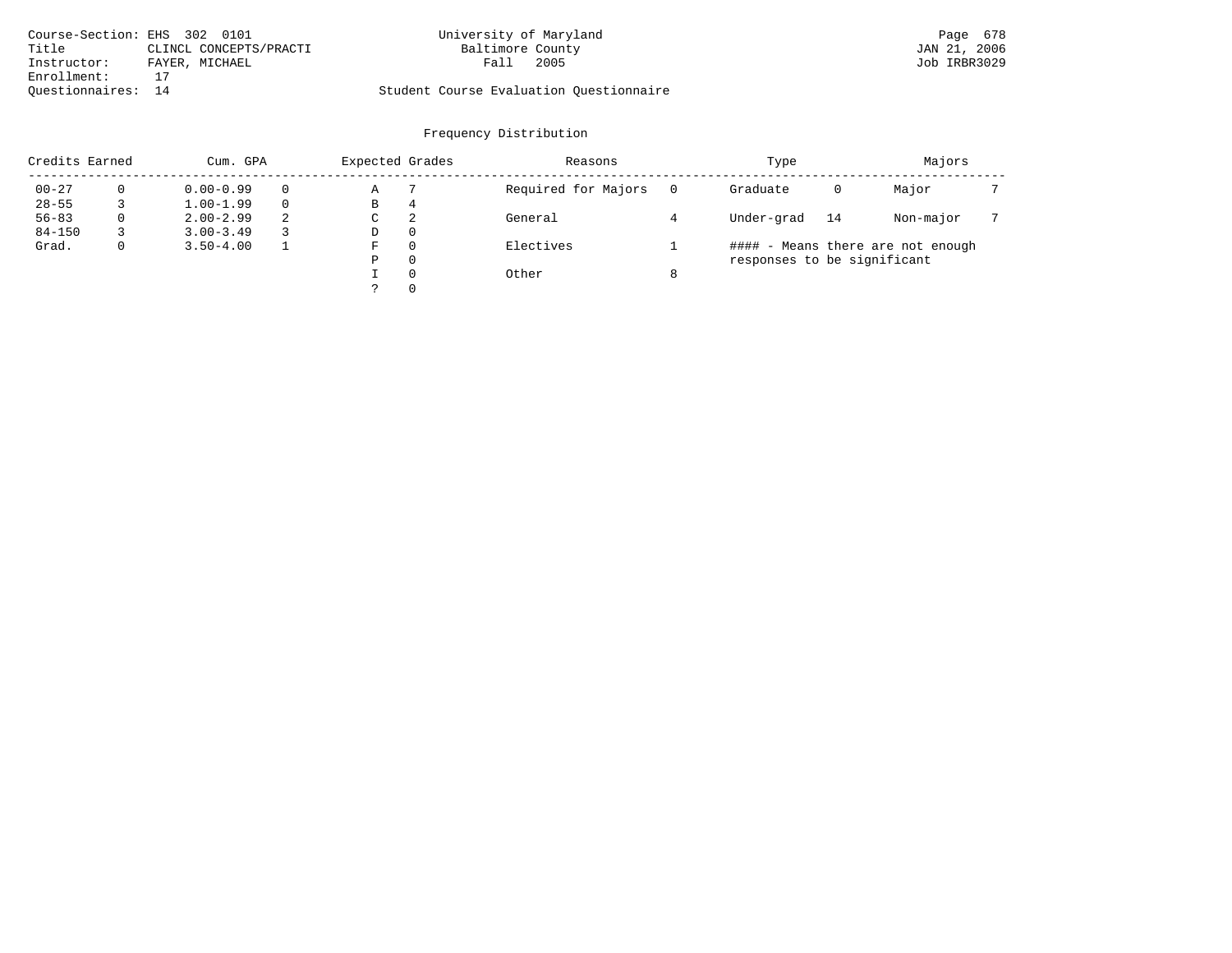Course-Section: EHS 302 0101
Title: CLINCL CONCEPTS/PRACTI
Instructor: FAYER, MICHAEL
Enrollment: 17
Questionnaires: 14

University of Maryland
Baltimore County
Fall 2005

Student Course Evaluation Questionnaire

Page 678
JAN 21, 2006
Job IRBR3029

## Frequency Distribution

| Credits Earned | | Cum. GPA | | Expected Grades | | Reasons | | Type | | Majors | |
|---|---|---|---|---|---|---|---|---|---|---|---|
| 00-27 | 0 | 0.00-0.99 | 0 | A | 7 | Required for Majors | 0 | Graduate | 0 | Major | 7 |
| 28-55 | 3 | 1.00-1.99 | 0 | B | 4 | | | | | | |
| 56-83 | 0 | 2.00-2.99 | 2 | C | 2 | General | 4 | Under-grad | 14 | Non-major | 7 |
| 84-150 | 3 | 3.00-3.49 | 3 | D | 0 | | | | | | |
| Grad. | 0 | 3.50-4.00 | 1 | F | 0 | Electives | 1 | | | | |
| | | | | P | 0 | | | | | | |
| | | | | I | 0 | Other | 8 | | | | |
| | | | | ? | 0 | | | | | | |

#### - Means there are not enough responses to be significant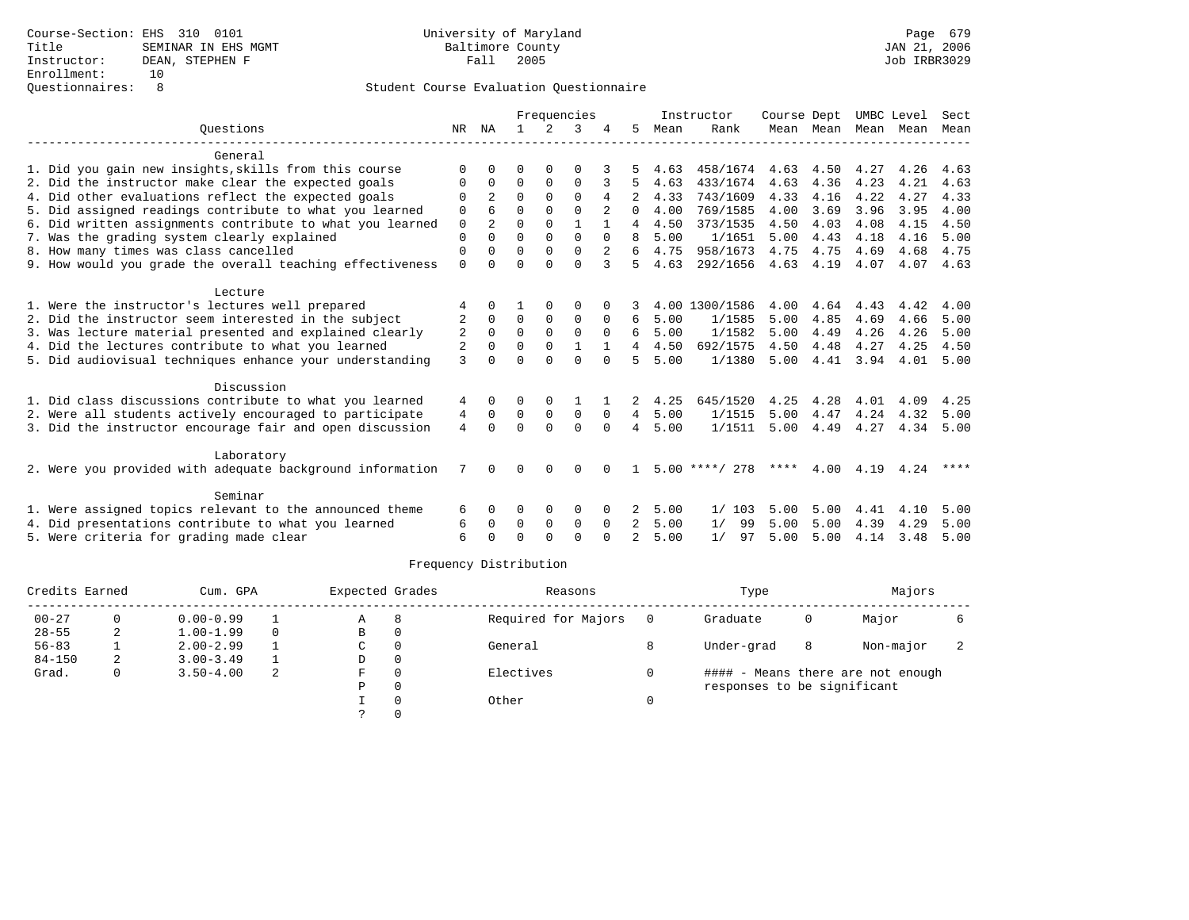Course-Section: EHS 310 0101
Title: SEMINAR IN EHS MGMT
Instructor: DEAN, STEPHEN F
Enrollment: 10
Questionnaires: 8

University of Maryland
Baltimore County
Fall 2005

JAN 21, 2006
Job IRBR3029

## Student Course Evaluation Questionnaire

| Questions | NR | NA | 1 | 2 | 3 | 4 | 5 | Instructor Mean | Instructor Rank | Course Mean | Dept Mean | UMBC Mean | Level Mean | Sect Mean |
|---|---|---|---|---|---|---|---|---|---|---|---|---|---|---|
| **General** | | | | | | | | | | | | | | |
| 1. Did you gain new insights,skills from this course | 0 | 0 | 0 | 0 | 0 | 3 | 5 | 4.63 | 458/1674 | 4.63 | 4.50 | 4.27 | 4.26 | 4.63 |
| 2. Did the instructor make clear the expected goals | 0 | 0 | 0 | 0 | 0 | 3 | 5 | 4.63 | 433/1674 | 4.63 | 4.36 | 4.23 | 4.21 | 4.63 |
| 4. Did other evaluations reflect the expected goals | 0 | 2 | 0 | 0 | 0 | 4 | 2 | 4.33 | 743/1609 | 4.33 | 4.16 | 4.22 | 4.27 | 4.33 |
| 5. Did assigned readings contribute to what you learned | 0 | 6 | 0 | 0 | 0 | 2 | 0 | 4.00 | 769/1585 | 4.00 | 3.69 | 3.96 | 3.95 | 4.00 |
| 6. Did written assignments contribute to what you learned | 0 | 2 | 0 | 0 | 1 | 1 | 4 | 4.50 | 373/1535 | 4.50 | 4.03 | 4.08 | 4.15 | 4.50 |
| 7. Was the grading system clearly explained | 0 | 0 | 0 | 0 | 0 | 0 | 8 | 5.00 | 1/1651 | 5.00 | 4.43 | 4.18 | 4.16 | 5.00 |
| 8. How many times was class cancelled | 0 | 0 | 0 | 0 | 0 | 2 | 6 | 4.75 | 958/1673 | 4.75 | 4.75 | 4.69 | 4.68 | 4.75 |
| 9. How would you grade the overall teaching effectiveness | 0 | 0 | 0 | 0 | 0 | 3 | 5 | 4.63 | 292/1656 | 4.63 | 4.19 | 4.07 | 4.07 | 4.63 |
| **Lecture** | | | | | | | | | | | | | | |
| 1. Were the instructor's lectures well prepared | 4 | 0 | 1 | 0 | 0 | 0 | 3 | 4.00 | 1300/1586 | 4.00 | 4.64 | 4.43 | 4.42 | 4.00 |
| 2. Did the instructor seem interested in the subject | 2 | 0 | 0 | 0 | 0 | 0 | 6 | 5.00 | 1/1585 | 5.00 | 4.85 | 4.69 | 4.66 | 5.00 |
| 3. Was lecture material presented and explained clearly | 2 | 0 | 0 | 0 | 0 | 0 | 6 | 5.00 | 1/1582 | 5.00 | 4.49 | 4.26 | 4.26 | 5.00 |
| 4. Did the lectures contribute to what you learned | 2 | 0 | 0 | 0 | 1 | 1 | 4 | 4.50 | 692/1575 | 4.50 | 4.48 | 4.27 | 4.25 | 4.50 |
| 5. Did audiovisual techniques enhance your understanding | 3 | 0 | 0 | 0 | 0 | 0 | 5 | 5.00 | 1/1380 | 5.00 | 4.41 | 3.94 | 4.01 | 5.00 |
| **Discussion** | | | | | | | | | | | | | | |
| 1. Did class discussions contribute to what you learned | 4 | 0 | 0 | 0 | 1 | 1 | 2 | 4.25 | 645/1520 | 4.25 | 4.28 | 4.01 | 4.09 | 4.25 |
| 2. Were all students actively encouraged to participate | 4 | 0 | 0 | 0 | 0 | 0 | 4 | 5.00 | 1/1515 | 5.00 | 4.47 | 4.24 | 4.32 | 5.00 |
| 3. Did the instructor encourage fair and open discussion | 4 | 0 | 0 | 0 | 0 | 0 | 4 | 5.00 | 1/1511 | 5.00 | 4.49 | 4.27 | 4.34 | 5.00 |
| **Laboratory** | | | | | | | | | | | | | | |
| 2. Were you provided with adequate background information | 7 | 0 | 0 | 0 | 0 | 0 | 1 | 5.00 | ****/ 278 | **** | 4.00 | 4.19 | 4.24 | **** |
| **Seminar** | | | | | | | | | | | | | | |
| 1. Were assigned topics relevant to the announced theme | 6 | 0 | 0 | 0 | 0 | 0 | 2 | 5.00 | 1/ 103 | 5.00 | 5.00 | 4.41 | 4.10 | 5.00 |
| 4. Did presentations contribute to what you learned | 6 | 0 | 0 | 0 | 0 | 0 | 2 | 5.00 | 1/ 99 | 5.00 | 5.00 | 4.39 | 4.29 | 5.00 |
| 5. Were criteria for grading made clear | 6 | 0 | 0 | 0 | 0 | 0 | 2 | 5.00 | 1/ 97 | 5.00 | 5.00 | 4.14 | 3.48 | 5.00 |

## Frequency Distribution

| Credits Earned | | Cum. GPA | | Expected Grades | | Reasons | | Type | | Majors | |
|---|---|---|---|---|---|---|---|---|---|---|---|
| 00-27 | 0 | 0.00-0.99 | 1 | A | 8 | Required for Majors | 0 | Graduate | 0 | Major | 6 |
| 28-55 | 2 | 1.00-1.99 | 0 | B | 0 | | | | | | |
| 56-83 | 1 | 2.00-2.99 | 1 | C | 0 | General | 8 | Under-grad | 8 | Non-major | 2 |
| 84-150 | 2 | 3.00-3.49 | 1 | D | 0 | | | | | | |
| Grad. | 0 | 3.50-4.00 | 2 | F | 0 | Electives | 0 | | | | |
| | | | | P | 0 | | | | | | |
| | | | | I | 0 | Other | 0 | | | | |
| | | | | ? | 0 | | | | | | |

#### - Means there are not enough responses to be significant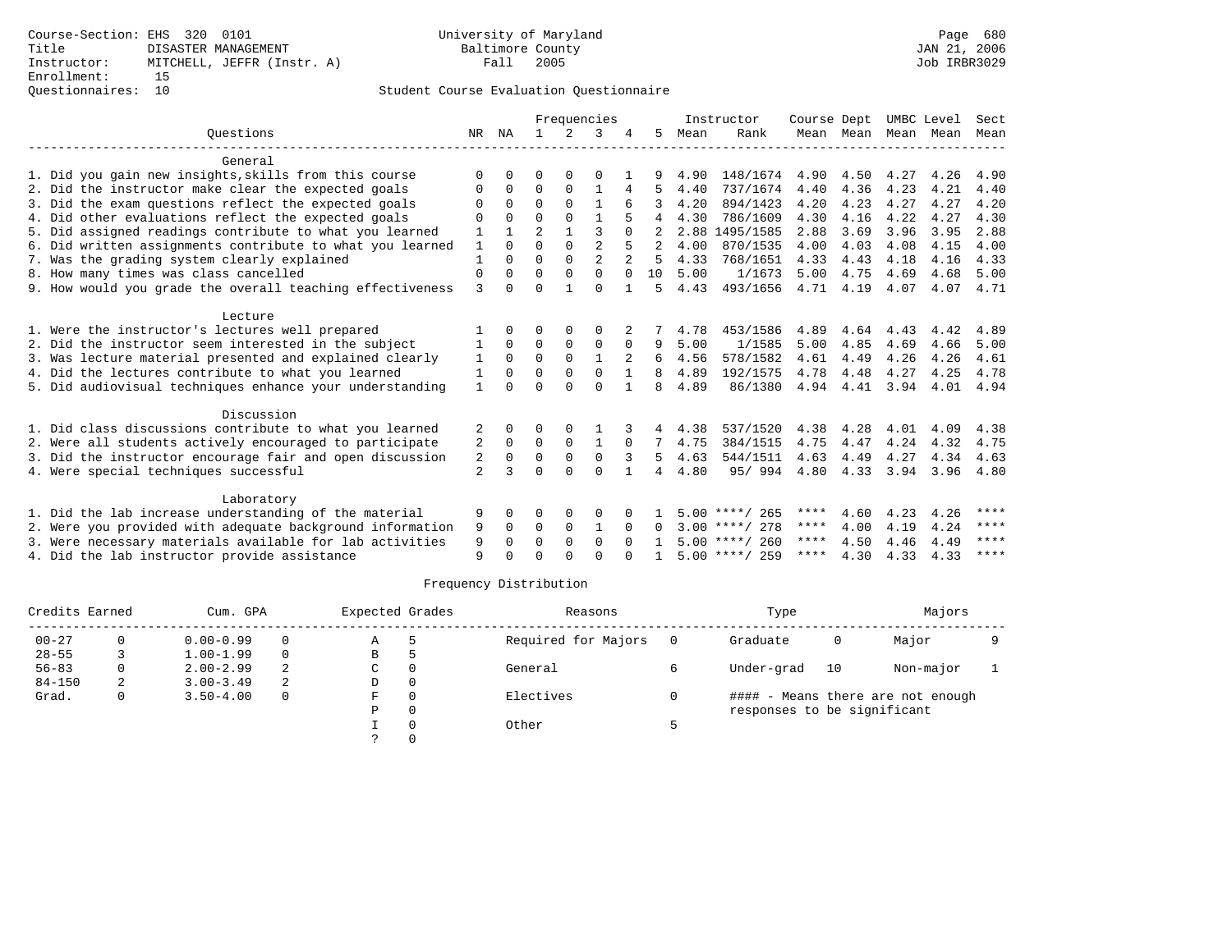Course-Section: EHS 320 0101
Title: DISASTER MANAGEMENT
Instructor: MITCHELL, JEFFR (Instr. A)
Enrollment: 15
Questionnaires: 10

University of Maryland
Baltimore County
Fall 2005

JAN 21, 2006
Job IRBR3029

## Student Course Evaluation Questionnaire

| Questions | NR | NA | 1 | 2 | 3 | 4 | 5 | Instructor Mean | Instructor Rank | Course Mean | Dept Mean | UMBC Mean | Level Mean | Sect Mean |
|---|---|---|---|---|---|---|---|---|---|---|---|---|---|---|
| **General** | | | | | | | | | | | | | | |
| 1. Did you gain new insights,skills from this course | 0 | 0 | 0 | 0 | 0 | 1 | 9 | 4.90 | 148/1674 | 4.90 | 4.50 | 4.27 | 4.26 | 4.90 |
| 2. Did the instructor make clear the expected goals | 0 | 0 | 0 | 0 | 1 | 4 | 5 | 4.40 | 737/1674 | 4.40 | 4.36 | 4.23 | 4.21 | 4.40 |
| 3. Did the exam questions reflect the expected goals | 0 | 0 | 0 | 0 | 1 | 6 | 3 | 4.20 | 894/1423 | 4.20 | 4.23 | 4.27 | 4.27 | 4.20 |
| 4. Did other evaluations reflect the expected goals | 0 | 0 | 0 | 0 | 1 | 5 | 4 | 4.30 | 786/1609 | 4.30 | 4.16 | 4.22 | 4.27 | 4.30 |
| 5. Did assigned readings contribute to what you learned | 1 | 1 | 2 | 1 | 3 | 0 | 2 | 2.88 | 1495/1585 | 2.88 | 3.69 | 3.96 | 3.95 | 2.88 |
| 6. Did written assignments contribute to what you learned | 1 | 0 | 0 | 0 | 2 | 5 | 2 | 4.00 | 870/1535 | 4.00 | 4.03 | 4.08 | 4.15 | 4.00 |
| 7. Was the grading system clearly explained | 1 | 0 | 0 | 0 | 2 | 2 | 5 | 4.33 | 768/1651 | 4.33 | 4.43 | 4.18 | 4.16 | 4.33 |
| 8. How many times was class cancelled | 0 | 0 | 0 | 0 | 0 | 0 | 10 | 5.00 | 1/1673 | 5.00 | 4.75 | 4.69 | 4.68 | 5.00 |
| 9. How would you grade the overall teaching effectiveness | 3 | 0 | 0 | 1 | 0 | 1 | 5 | 4.43 | 493/1656 | 4.71 | 4.19 | 4.07 | 4.07 | 4.71 |
| **Lecture** | | | | | | | | | | | | | | |
| 1. Were the instructor's lectures well prepared | 1 | 0 | 0 | 0 | 0 | 2 | 7 | 4.78 | 453/1586 | 4.89 | 4.64 | 4.43 | 4.42 | 4.89 |
| 2. Did the instructor seem interested in the subject | 1 | 0 | 0 | 0 | 0 | 0 | 9 | 5.00 | 1/1585 | 5.00 | 4.85 | 4.69 | 4.66 | 5.00 |
| 3. Was lecture material presented and explained clearly | 1 | 0 | 0 | 0 | 1 | 2 | 6 | 4.56 | 578/1582 | 4.61 | 4.49 | 4.26 | 4.26 | 4.61 |
| 4. Did the lectures contribute to what you learned | 1 | 0 | 0 | 0 | 0 | 1 | 8 | 4.89 | 192/1575 | 4.78 | 4.48 | 4.27 | 4.25 | 4.78 |
| 5. Did audiovisual techniques enhance your understanding | 1 | 0 | 0 | 0 | 0 | 1 | 8 | 4.89 | 86/1380 | 4.94 | 4.41 | 3.94 | 4.01 | 4.94 |
| **Discussion** | | | | | | | | | | | | | | |
| 1. Did class discussions contribute to what you learned | 2 | 0 | 0 | 0 | 1 | 3 | 4 | 4.38 | 537/1520 | 4.38 | 4.28 | 4.01 | 4.09 | 4.38 |
| 2. Were all students actively encouraged to participate | 2 | 0 | 0 | 0 | 1 | 0 | 7 | 4.75 | 384/1515 | 4.75 | 4.47 | 4.24 | 4.32 | 4.75 |
| 3. Did the instructor encourage fair and open discussion | 2 | 0 | 0 | 0 | 0 | 3 | 5 | 4.63 | 544/1511 | 4.63 | 4.49 | 4.27 | 4.34 | 4.63 |
| 4. Were special techniques successful | 2 | 3 | 0 | 0 | 0 | 1 | 4 | 4.80 | 95/ 994 | 4.80 | 4.33 | 3.94 | 3.96 | 4.80 |
| **Laboratory** | | | | | | | | | | | | | | |
| 1. Did the lab increase understanding of the material | 9 | 0 | 0 | 0 | 0 | 0 | 1 | 5.00 | ****/ 265 | **** | 4.60 | 4.23 | 4.26 | **** |
| 2. Were you provided with adequate background information | 9 | 0 | 0 | 0 | 1 | 0 | 0 | 3.00 | ****/ 278 | **** | 4.00 | 4.19 | 4.24 | **** |
| 3. Were necessary materials available for lab activities | 9 | 0 | 0 | 0 | 0 | 0 | 1 | 5.00 | ****/ 260 | **** | 4.50 | 4.46 | 4.49 | **** |
| 4. Did the lab instructor provide assistance | 9 | 0 | 0 | 0 | 0 | 0 | 1 | 5.00 | ****/ 259 | **** | 4.30 | 4.33 | 4.33 | **** |

## Frequency Distribution

| Credits Earned | | Cum. GPA | | Expected Grades | | Reasons | | Type | | Majors | |
|---|---|---|---|---|---|---|---|---|---|---|---|
| 00-27 | 0 | 0.00-0.99 | 0 | A | 5 | Required for Majors | 0 | Graduate | 0 | Major | 9 |
| 28-55 | 3 | 1.00-1.99 | 0 | B | 5 | | | | | | |
| 56-83 | 0 | 2.00-2.99 | 2 | C | 0 | General | 6 | Under-grad | 10 | Non-major | 1 |
| 84-150 | 2 | 3.00-3.49 | 2 | D | 0 | | | | | | |
| Grad. | 0 | 3.50-4.00 | 0 | F | 0 | Electives | 0 | | | | |
| | | | | P | 0 | | | | | | |
| | | | | I | 0 | Other | 5 | | | | |
| | | | | ? | 0 | | | | | | |

#### - Means there are not enough responses to be significant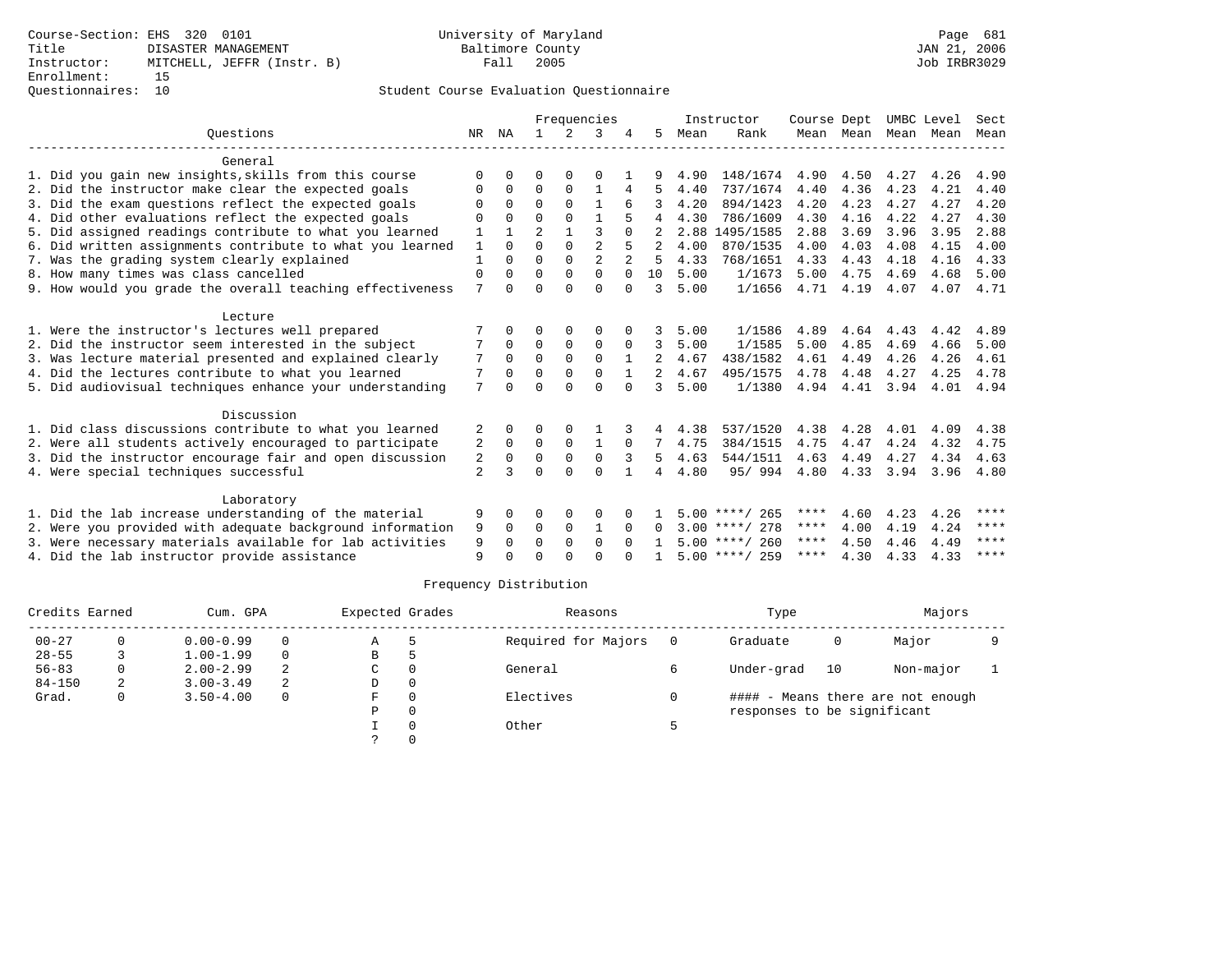Course-Section: EHS 320 0101
Title: DISASTER MANAGEMENT
Instructor: MITCHELL, JEFFR (Instr. B)
Enrollment: 15
Questionnaires: 10

University of Maryland
Baltimore County
Fall 2005

JAN 21, 2006
Job IRBR3029

Student Course Evaluation Questionnaire

| Questions | NR | NA | 1 | 2 | 3 | 4 | 5 | Instructor Mean | Instructor Rank | Course Mean | Dept Mean | UMBC Level Mean | Level Mean | Sect Mean |
|---|---|---|---|---|---|---|---|---|---|---|---|---|---|---|
| **General** | | | | | | | | | | | | | | |
| 1. Did you gain new insights,skills from this course | 0 | 0 | 0 | 0 | 0 | 1 | 9 | 4.90 | 148/1674 | 4.90 | 4.50 | 4.27 | 4.26 | 4.90 |
| 2. Did the instructor make clear the expected goals | 0 | 0 | 0 | 0 | 1 | 4 | 5 | 4.40 | 737/1674 | 4.40 | 4.36 | 4.23 | 4.21 | 4.40 |
| 3. Did the exam questions reflect the expected goals | 0 | 0 | 0 | 0 | 1 | 6 | 3 | 4.20 | 894/1423 | 4.20 | 4.23 | 4.27 | 4.27 | 4.20 |
| 4. Did other evaluations reflect the expected goals | 0 | 0 | 0 | 0 | 1 | 5 | 4 | 4.30 | 786/1609 | 4.30 | 4.16 | 4.22 | 4.27 | 4.30 |
| 5. Did assigned readings contribute to what you learned | 1 | 1 | 2 | 1 | 3 | 0 | 2 | 2.88 | 1495/1585 | 2.88 | 3.69 | 3.96 | 3.95 | 2.88 |
| 6. Did written assignments contribute to what you learned | 1 | 0 | 0 | 0 | 2 | 5 | 2 | 4.00 | 870/1535 | 4.00 | 4.03 | 4.08 | 4.15 | 4.00 |
| 7. Was the grading system clearly explained | 1 | 0 | 0 | 0 | 2 | 2 | 5 | 4.33 | 768/1651 | 4.33 | 4.43 | 4.18 | 4.16 | 4.33 |
| 8. How many times was class cancelled | 0 | 0 | 0 | 0 | 0 | 0 | 10 | 5.00 | 1/1673 | 5.00 | 4.75 | 4.69 | 4.68 | 5.00 |
| 9. How would you grade the overall teaching effectiveness | 7 | 0 | 0 | 0 | 0 | 0 | 3 | 5.00 | 1/1656 | 4.71 | 4.19 | 4.07 | 4.07 | 4.71 |
| **Lecture** | | | | | | | | | | | | | | |
| 1. Were the instructor's lectures well prepared | 7 | 0 | 0 | 0 | 0 | 0 | 3 | 5.00 | 1/1586 | 4.89 | 4.64 | 4.43 | 4.42 | 4.89 |
| 2. Did the instructor seem interested in the subject | 7 | 0 | 0 | 0 | 0 | 0 | 3 | 5.00 | 1/1585 | 5.00 | 4.85 | 4.69 | 4.66 | 5.00 |
| 3. Was lecture material presented and explained clearly | 7 | 0 | 0 | 0 | 0 | 1 | 2 | 4.67 | 438/1582 | 4.61 | 4.49 | 4.26 | 4.26 | 4.61 |
| 4. Did the lectures contribute to what you learned | 7 | 0 | 0 | 0 | 0 | 1 | 2 | 4.67 | 495/1575 | 4.78 | 4.48 | 4.27 | 4.25 | 4.78 |
| 5. Did audiovisual techniques enhance your understanding | 7 | 0 | 0 | 0 | 0 | 0 | 3 | 5.00 | 1/1380 | 4.94 | 4.41 | 3.94 | 4.01 | 4.94 |
| **Discussion** | | | | | | | | | | | | | | |
| 1. Did class discussions contribute to what you learned | 2 | 0 | 0 | 0 | 1 | 3 | 4 | 4.38 | 537/1520 | 4.38 | 4.28 | 4.01 | 4.09 | 4.38 |
| 2. Were all students actively encouraged to participate | 2 | 0 | 0 | 0 | 1 | 0 | 7 | 4.75 | 384/1515 | 4.75 | 4.47 | 4.24 | 4.32 | 4.75 |
| 3. Did the instructor encourage fair and open discussion | 2 | 0 | 0 | 0 | 0 | 3 | 5 | 4.63 | 544/1511 | 4.63 | 4.49 | 4.27 | 4.34 | 4.63 |
| 4. Were special techniques successful | 2 | 3 | 0 | 0 | 0 | 1 | 4 | 4.80 | 95/ 994 | 4.80 | 4.33 | 3.94 | 3.96 | 4.80 |
| **Laboratory** | | | | | | | | | | | | | | |
| 1. Did the lab increase understanding of the material | 9 | 0 | 0 | 0 | 0 | 0 | 1 | 5.00 | ****/ 265 | **** | 4.60 | 4.23 | 4.26 | **** |
| 2. Were you provided with adequate background information | 9 | 0 | 0 | 0 | 1 | 0 | 0 | 3.00 | ****/ 278 | **** | 4.00 | 4.19 | 4.24 | **** |
| 3. Were necessary materials available for lab activities | 9 | 0 | 0 | 0 | 0 | 0 | 1 | 5.00 | ****/ 260 | **** | 4.50 | 4.46 | 4.49 | **** |
| 4. Did the lab instructor provide assistance | 9 | 0 | 0 | 0 | 0 | 0 | 1 | 5.00 | ****/ 259 | **** | 4.30 | 4.33 | 4.33 | **** |

Frequency Distribution

| Credits Earned | | Cum. GPA | | Expected Grades | | Reasons | | Type | | Majors | |
|---|---|---|---|---|---|---|---|---|---|---|---|
| 00-27 | 0 | 0.00-0.99 | 0 | A | 5 | Required for Majors | 0 | Graduate | 0 | Major | 9 |
| 28-55 | 3 | 1.00-1.99 | 0 | B | 5 | | | | | | |
| 56-83 | 0 | 2.00-2.99 | 2 | C | 0 | General | 6 | Under-grad | 10 | Non-major | 1 |
| 84-150 | 2 | 3.00-3.49 | 2 | D | 0 | | | | | | |
| Grad. | 0 | 3.50-4.00 | 0 | F | 0 | Electives | 0 | | | | |
| | | | | P | 0 | | | | | | |
| | | | | I | 0 | Other | 5 | | | | |
| | | | | ? | 0 | | | | | | |

#### - Means there are not enough responses to be significant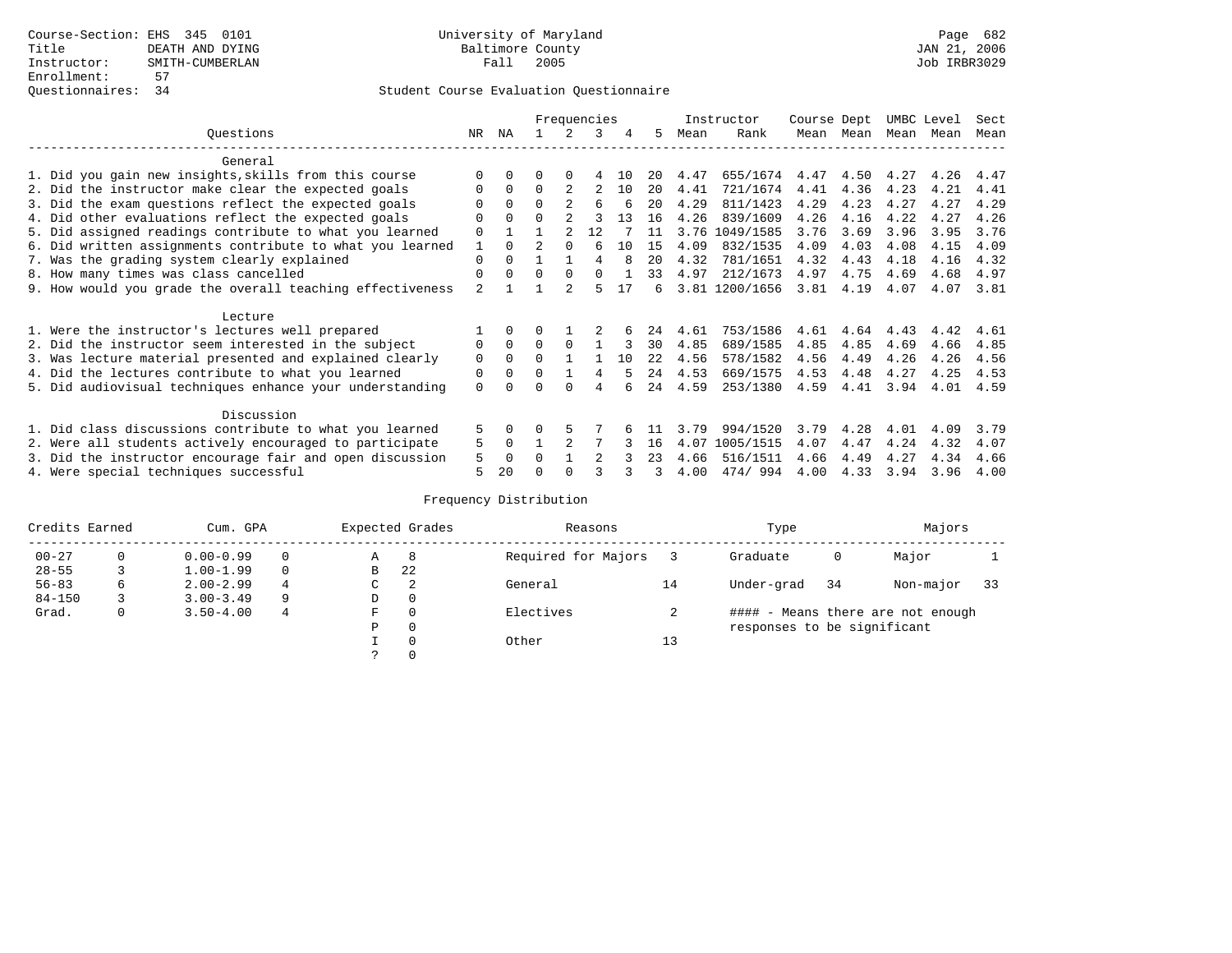Course-Section: EHS 345 0101
Title: DEATH AND DYING
Instructor: SMITH-CUMBERLAN
Enrollment: 57
Questionnaires: 34

University of Maryland
Baltimore County
Fall 2005

JAN 21, 2006
Job IRBR3029

## Student Course Evaluation Questionnaire

| Questions | NR | NA | 1 | 2 | 3 | 4 | 5 | Instructor Mean | Rank | Course Mean | Dept Mean | UMBC Mean | Level Mean | Sect Mean |
|---|---|---|---|---|---|---|---|---|---|---|---|---|---|---|
| **General** | | | | | | | | | | | | | | |
| 1. Did you gain new insights,skills from this course | 0 | 0 | 0 | 0 | 4 | 10 | 20 | 4.47 | 655/1674 | 4.47 | 4.50 | 4.27 | 4.26 | 4.47 |
| 2. Did the instructor make clear the expected goals | 0 | 0 | 0 | 2 | 2 | 10 | 20 | 4.41 | 721/1674 | 4.41 | 4.36 | 4.23 | 4.21 | 4.41 |
| 3. Did the exam questions reflect the expected goals | 0 | 0 | 0 | 2 | 6 | 6 | 20 | 4.29 | 811/1423 | 4.29 | 4.23 | 4.27 | 4.27 | 4.29 |
| 4. Did other evaluations reflect the expected goals | 0 | 0 | 0 | 2 | 3 | 13 | 16 | 4.26 | 839/1609 | 4.26 | 4.16 | 4.22 | 4.27 | 4.26 |
| 5. Did assigned readings contribute to what you learned | 0 | 1 | 1 | 2 | 12 | 7 | 11 | 3.76 | 1049/1585 | 3.76 | 3.69 | 3.96 | 3.95 | 3.76 |
| 6. Did written assignments contribute to what you learned | 1 | 0 | 2 | 0 | 6 | 10 | 15 | 4.09 | 832/1535 | 4.09 | 4.03 | 4.08 | 4.15 | 4.09 |
| 7. Was the grading system clearly explained | 0 | 0 | 1 | 1 | 4 | 8 | 20 | 4.32 | 781/1651 | 4.32 | 4.43 | 4.18 | 4.16 | 4.32 |
| 8. How many times was class cancelled | 0 | 0 | 0 | 0 | 0 | 1 | 33 | 4.97 | 212/1673 | 4.97 | 4.75 | 4.69 | 4.68 | 4.97 |
| 9. How would you grade the overall teaching effectiveness | 2 | 1 | 1 | 2 | 5 | 17 | 6 | 3.81 | 1200/1656 | 3.81 | 4.19 | 4.07 | 4.07 | 3.81 |
| **Lecture** | | | | | | | | | | | | | | |
| 1. Were the instructor's lectures well prepared | 1 | 0 | 0 | 1 | 2 | 6 | 24 | 4.61 | 753/1586 | 4.61 | 4.64 | 4.43 | 4.42 | 4.61 |
| 2. Did the instructor seem interested in the subject | 0 | 0 | 0 | 0 | 1 | 3 | 30 | 4.85 | 689/1585 | 4.85 | 4.85 | 4.69 | 4.66 | 4.85 |
| 3. Was lecture material presented and explained clearly | 0 | 0 | 0 | 1 | 1 | 10 | 22 | 4.56 | 578/1582 | 4.56 | 4.49 | 4.26 | 4.26 | 4.56 |
| 4. Did the lectures contribute to what you learned | 0 | 0 | 0 | 1 | 4 | 5 | 24 | 4.53 | 669/1575 | 4.53 | 4.48 | 4.27 | 4.25 | 4.53 |
| 5. Did audiovisual techniques enhance your understanding | 0 | 0 | 0 | 0 | 4 | 6 | 24 | 4.59 | 253/1380 | 4.59 | 4.41 | 3.94 | 4.01 | 4.59 |
| **Discussion** | | | | | | | | | | | | | | |
| 1. Did class discussions contribute to what you learned | 5 | 0 | 0 | 5 | 7 | 6 | 11 | 3.79 | 994/1520 | 3.79 | 4.28 | 4.01 | 4.09 | 3.79 |
| 2. Were all students actively encouraged to participate | 5 | 0 | 1 | 2 | 7 | 3 | 16 | 4.07 | 1005/1515 | 4.07 | 4.47 | 4.24 | 4.32 | 4.07 |
| 3. Did the instructor encourage fair and open discussion | 5 | 0 | 0 | 1 | 2 | 3 | 23 | 4.66 | 516/1511 | 4.66 | 4.49 | 4.27 | 4.34 | 4.66 |
| 4. Were special techniques successful | 5 | 20 | 0 | 0 | 3 | 3 | 3 | 4.00 | 474/ 994 | 4.00 | 4.33 | 3.94 | 3.96 | 4.00 |

## Frequency Distribution

| Credits Earned | | Cum. GPA | | Expected Grades | | Reasons | | Type | | Majors | |
|---|---|---|---|---|---|---|---|---|---|---|---|
| 00-27 | 0 | 0.00-0.99 | 0 | A | 8 | Required for Majors | 3 | Graduate | 0 | Major | 1 |
| 28-55 | 3 | 1.00-1.99 | 0 | B | 22 | | | | | | |
| 56-83 | 6 | 2.00-2.99 | 4 | C | 2 | General | 14 | Under-grad | 34 | Non-major | 33 |
| 84-150 | 3 | 3.00-3.49 | 9 | D | 0 | | | | | | |
| Grad. | 0 | 3.50-4.00 | 4 | F | 0 | Electives | 2 | | | | |
| | | | | P | 0 | | | | | | |
| | | | | I | 0 | Other | 13 | | | | |
| | | | | ? | 0 | | | | | | |

#### - Means there are not enough responses to be significant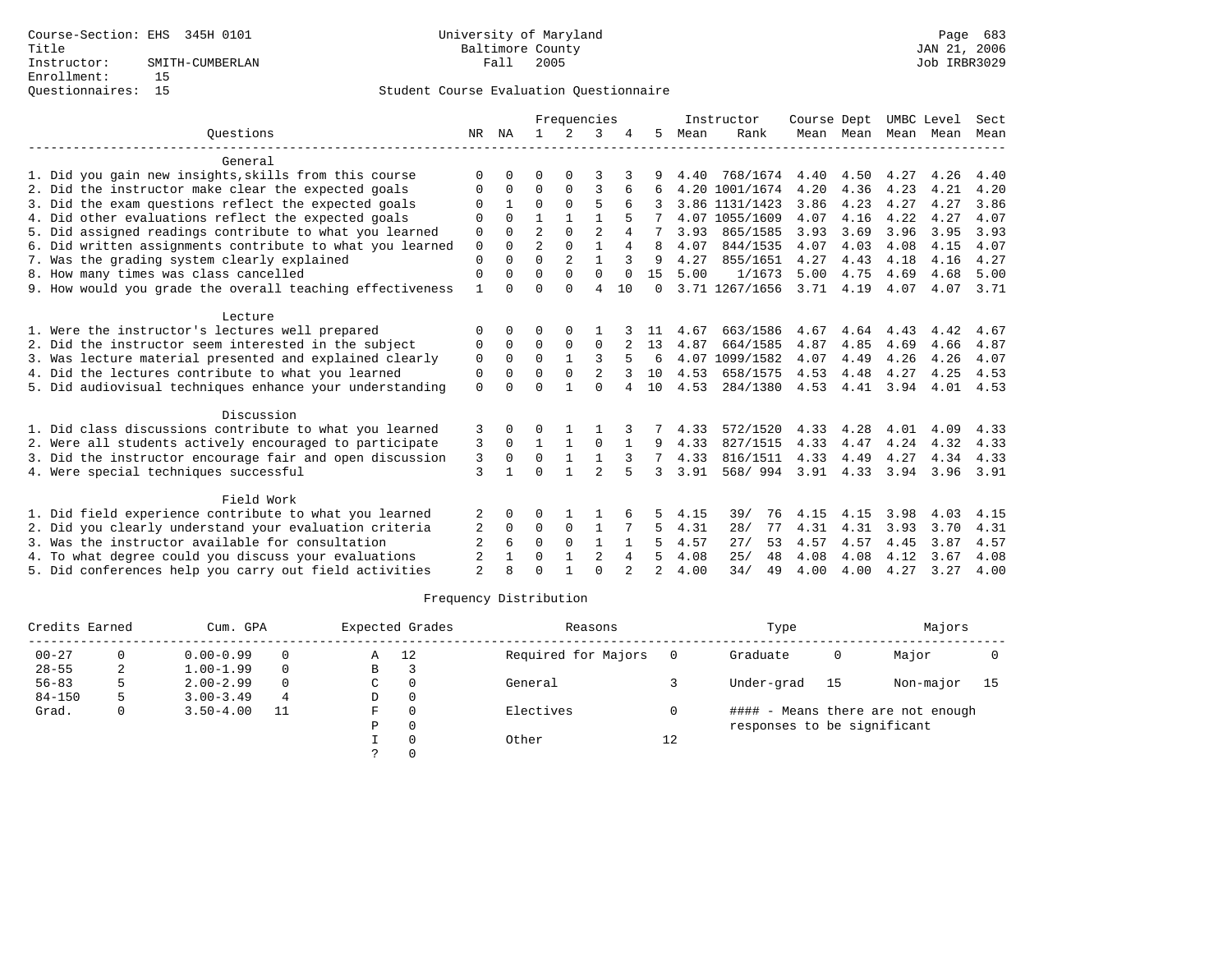Course-Section: EHS 345H 0101
Title
Instructor: SMITH-CUMBERLAN
Enrollment: 15
Questionnaires: 15

University of Maryland
Baltimore County
Fall 2005

JAN 21, 2006
Job IRBR3029

## Student Course Evaluation Questionnaire

| Questions | NR | NA | 1 | 2 | 3 | 4 | 5 | Instructor Mean | Instructor Rank | Course Mean | Dept Mean | UMBC Mean | Level Mean | Sect Mean |
|---|---|---|---|---|---|---|---|---|---|---|---|---|---|---|
| **General** | | | | | | | | | | | | | | |
| 1. Did you gain new insights,skills from this course | 0 | 0 | 0 | 0 | 3 | 3 | 9 | 4.40 | 768/1674 | 4.40 | 4.50 | 4.27 | 4.26 | 4.40 |
| 2. Did the instructor make clear the expected goals | 0 | 0 | 0 | 0 | 3 | 6 | 6 | 4.20 | 1001/1674 | 4.20 | 4.36 | 4.23 | 4.21 | 4.20 |
| 3. Did the exam questions reflect the expected goals | 0 | 1 | 0 | 0 | 5 | 6 | 3 | 3.86 | 1131/1423 | 3.86 | 4.23 | 4.27 | 4.27 | 3.86 |
| 4. Did other evaluations reflect the expected goals | 0 | 0 | 1 | 1 | 1 | 5 | 7 | 4.07 | 1055/1609 | 4.07 | 4.16 | 4.22 | 4.27 | 4.07 |
| 5. Did assigned readings contribute to what you learned | 0 | 0 | 2 | 0 | 2 | 4 | 7 | 3.93 | 865/1585 | 3.93 | 3.69 | 3.96 | 3.95 | 3.93 |
| 6. Did written assignments contribute to what you learned | 0 | 0 | 2 | 0 | 1 | 4 | 8 | 4.07 | 844/1535 | 4.07 | 4.03 | 4.08 | 4.15 | 4.07 |
| 7. Was the grading system clearly explained | 0 | 0 | 0 | 2 | 1 | 3 | 9 | 4.27 | 855/1651 | 4.27 | 4.43 | 4.18 | 4.16 | 4.27 |
| 8. How many times was class cancelled | 0 | 0 | 0 | 0 | 0 | 0 | 15 | 5.00 | 1/1673 | 5.00 | 4.75 | 4.69 | 4.68 | 5.00 |
| 9. How would you grade the overall teaching effectiveness | 1 | 0 | 0 | 0 | 4 | 10 | 0 | 3.71 | 1267/1656 | 3.71 | 4.19 | 4.07 | 4.07 | 3.71 |
| **Lecture** | | | | | | | | | | | | | | |
| 1. Were the instructor's lectures well prepared | 0 | 0 | 0 | 0 | 1 | 3 | 11 | 4.67 | 663/1586 | 4.67 | 4.64 | 4.43 | 4.42 | 4.67 |
| 2. Did the instructor seem interested in the subject | 0 | 0 | 0 | 0 | 0 | 2 | 13 | 4.87 | 664/1585 | 4.87 | 4.85 | 4.69 | 4.66 | 4.87 |
| 3. Was lecture material presented and explained clearly | 0 | 0 | 0 | 1 | 3 | 5 | 6 | 4.07 | 1099/1582 | 4.07 | 4.49 | 4.26 | 4.26 | 4.07 |
| 4. Did the lectures contribute to what you learned | 0 | 0 | 0 | 0 | 2 | 3 | 10 | 4.53 | 658/1575 | 4.53 | 4.48 | 4.27 | 4.25 | 4.53 |
| 5. Did audiovisual techniques enhance your understanding | 0 | 0 | 0 | 1 | 0 | 4 | 10 | 4.53 | 284/1380 | 4.53 | 4.41 | 3.94 | 4.01 | 4.53 |
| **Discussion** | | | | | | | | | | | | | | |
| 1. Did class discussions contribute to what you learned | 3 | 0 | 0 | 1 | 1 | 3 | 7 | 4.33 | 572/1520 | 4.33 | 4.28 | 4.01 | 4.09 | 4.33 |
| 2. Were all students actively encouraged to participate | 3 | 0 | 1 | 1 | 0 | 1 | 9 | 4.33 | 827/1515 | 4.33 | 4.47 | 4.24 | 4.32 | 4.33 |
| 3. Did the instructor encourage fair and open discussion | 3 | 0 | 0 | 1 | 1 | 3 | 7 | 4.33 | 816/1511 | 4.33 | 4.49 | 4.27 | 4.34 | 4.33 |
| 4. Were special techniques successful | 3 | 1 | 0 | 1 | 2 | 5 | 3 | 3.91 | 568/ 994 | 3.91 | 4.33 | 3.94 | 3.96 | 3.91 |
| **Field Work** | | | | | | | | | | | | | | |
| 1. Did field experience contribute to what you learned | 2 | 0 | 0 | 1 | 1 | 6 | 5 | 4.15 | 39/ 76 | 4.15 | 4.15 | 3.98 | 4.03 | 4.15 |
| 2. Did you clearly understand your evaluation criteria | 2 | 0 | 0 | 0 | 1 | 7 | 5 | 4.31 | 28/ 77 | 4.31 | 4.31 | 3.93 | 3.70 | 4.31 |
| 3. Was the instructor available for consultation | 2 | 6 | 0 | 0 | 1 | 1 | 5 | 4.57 | 27/ 53 | 4.57 | 4.57 | 4.45 | 3.87 | 4.57 |
| 4. To what degree could you discuss your evaluations | 2 | 1 | 0 | 1 | 2 | 4 | 5 | 4.08 | 25/ 48 | 4.08 | 4.08 | 4.12 | 3.67 | 4.08 |
| 5. Did conferences help you carry out field activities | 2 | 8 | 0 | 1 | 0 | 2 | 2 | 4.00 | 34/ 49 | 4.00 | 4.00 | 4.27 | 3.27 | 4.00 |

### Frequency Distribution

| Credits Earned | | Cum. GPA | | Expected Grades | | Reasons | | Type | | Majors | |
|---|---|---|---|---|---|---|---|---|---|---|---|
| 00-27 | 0 | 0.00-0.99 | 0 | A | 12 | Required for Majors | 0 | Graduate | 0 | Major | 0 |
| 28-55 | 2 | 1.00-1.99 | 0 | B | 3 | | | | | | |
| 56-83 | 5 | 2.00-2.99 | 0 | C | 0 | General | 3 | Under-grad | 15 | Non-major | 15 |
| 84-150 | 5 | 3.00-3.49 | 4 | D | 0 | | | | | | |
| Grad. | 0 | 3.50-4.00 | 11 | F | 0 | Electives | 0 | | | | |
| | | | | P | 0 | | | | | | |
| | | | | I | 0 | Other | 12 | | | | |
| | | | | ? | 0 | | | | | | |

#### - Means there are not enough responses to be significant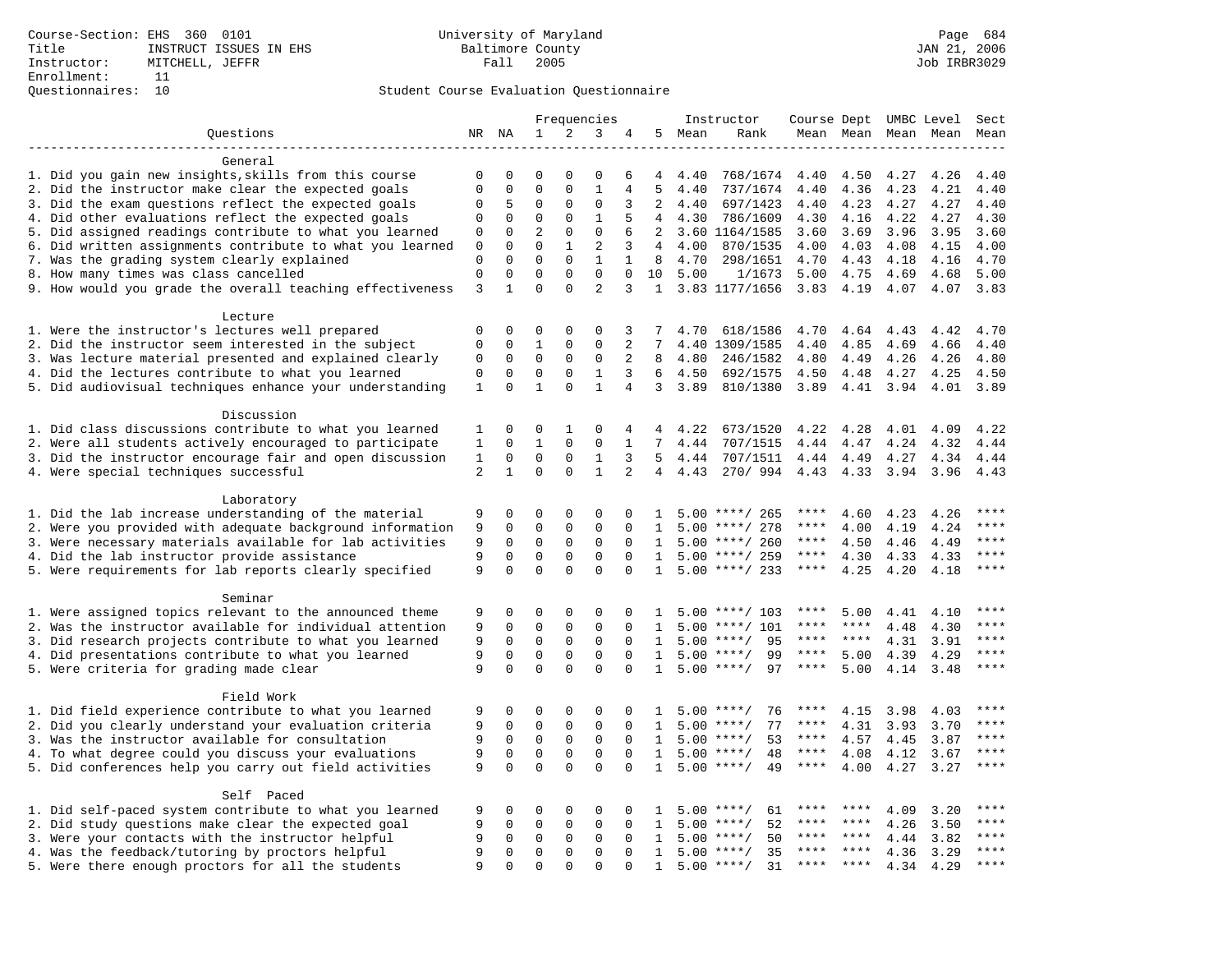Course-Section: EHS 360 0101
Title: INSTRUCT ISSUES IN EHS
Instructor: MITCHELL, JEFFR
Enrollment: 11
Questionnaires: 10

University of Maryland
Baltimore County
Fall 2005

JAN 21, 2006
Job IRBR3029

Student Course Evaluation Questionnaire

| Questions | NR | NA | 1 | 2 | 3 | 4 | 5 | Instructor Mean | Rank | Course Mean | Dept Mean | UMBC Mean | Level Mean | Sect Mean |
|---|---|---|---|---|---|---|---|---|---|---|---|---|---|---|
| **General** | | | | | | | | | | | | | | |
| 1. Did you gain new insights,skills from this course | 0 | 0 | 0 | 0 | 0 | 6 | 4 | 4.40 | 768/1674 | 4.40 | 4.50 | 4.27 | 4.26 | 4.40 |
| 2. Did the instructor make clear the expected goals | 0 | 0 | 0 | 0 | 1 | 4 | 5 | 4.40 | 737/1674 | 4.40 | 4.36 | 4.23 | 4.21 | 4.40 |
| 3. Did the exam questions reflect the expected goals | 0 | 5 | 0 | 0 | 0 | 3 | 2 | 4.40 | 697/1423 | 4.40 | 4.23 | 4.27 | 4.27 | 4.40 |
| 4. Did other evaluations reflect the expected goals | 0 | 0 | 0 | 0 | 1 | 5 | 4 | 4.30 | 786/1609 | 4.30 | 4.16 | 4.22 | 4.27 | 4.30 |
| 5. Did assigned readings contribute to what you learned | 0 | 0 | 2 | 0 | 0 | 6 | 2 | 3.60 | 1164/1585 | 3.60 | 3.69 | 3.96 | 3.95 | 3.60 |
| 6. Did written assignments contribute to what you learned | 0 | 0 | 0 | 1 | 2 | 3 | 4 | 4.00 | 870/1535 | 4.00 | 4.03 | 4.08 | 4.15 | 4.00 |
| 7. Was the grading system clearly explained | 0 | 0 | 0 | 0 | 1 | 1 | 8 | 4.70 | 298/1651 | 4.70 | 4.43 | 4.18 | 4.16 | 4.70 |
| 8. How many times was class cancelled | 0 | 0 | 0 | 0 | 0 | 0 | 10 | 5.00 | 1/1673 | 5.00 | 4.75 | 4.69 | 4.68 | 5.00 |
| 9. How would you grade the overall teaching effectiveness | 3 | 1 | 0 | 0 | 2 | 3 | 1 | 3.83 | 1177/1656 | 3.83 | 4.19 | 4.07 | 4.07 | 3.83 |
| **Lecture** | | | | | | | | | | | | | | |
| 1. Were the instructor's lectures well prepared | 0 | 0 | 0 | 0 | 0 | 3 | 7 | 4.70 | 618/1586 | 4.70 | 4.64 | 4.43 | 4.42 | 4.70 |
| 2. Did the instructor seem interested in the subject | 0 | 0 | 1 | 0 | 0 | 2 | 7 | 4.40 | 1309/1585 | 4.40 | 4.85 | 4.69 | 4.66 | 4.40 |
| 3. Was lecture material presented and explained clearly | 0 | 0 | 0 | 0 | 0 | 2 | 8 | 4.80 | 246/1582 | 4.80 | 4.49 | 4.26 | 4.26 | 4.80 |
| 4. Did the lectures contribute to what you learned | 0 | 0 | 0 | 0 | 1 | 3 | 6 | 4.50 | 692/1575 | 4.50 | 4.48 | 4.27 | 4.25 | 4.50 |
| 5. Did audiovisual techniques enhance your understanding | 1 | 0 | 1 | 0 | 1 | 4 | 3 | 3.89 | 810/1380 | 3.89 | 4.41 | 3.94 | 4.01 | 3.89 |
| **Discussion** | | | | | | | | | | | | | | |
| 1. Did class discussions contribute to what you learned | 1 | 0 | 0 | 1 | 0 | 4 | 4 | 4.22 | 673/1520 | 4.22 | 4.28 | 4.01 | 4.09 | 4.22 |
| 2. Were all students actively encouraged to participate | 1 | 0 | 1 | 0 | 0 | 1 | 7 | 4.44 | 707/1515 | 4.44 | 4.47 | 4.24 | 4.32 | 4.44 |
| 3. Did the instructor encourage fair and open discussion | 1 | 0 | 0 | 0 | 1 | 3 | 5 | 4.44 | 707/1511 | 4.44 | 4.49 | 4.27 | 4.34 | 4.44 |
| 4. Were special techniques successful | 2 | 1 | 0 | 0 | 1 | 2 | 4 | 4.43 | 270/ 994 | 4.43 | 4.33 | 3.94 | 3.96 | 4.43 |
| **Laboratory** | | | | | | | | | | | | | | |
| 1. Did the lab increase understanding of the material | 9 | 0 | 0 | 0 | 0 | 0 | 1 | 5.00 | ****/ 265 | **** | 4.60 | 4.23 | 4.26 | **** |
| 2. Were you provided with adequate background information | 9 | 0 | 0 | 0 | 0 | 0 | 1 | 5.00 | ****/ 278 | **** | 4.00 | 4.19 | 4.24 | **** |
| 3. Were necessary materials available for lab activities | 9 | 0 | 0 | 0 | 0 | 0 | 1 | 5.00 | ****/ 260 | **** | 4.50 | 4.46 | 4.49 | **** |
| 4. Did the lab instructor provide assistance | 9 | 0 | 0 | 0 | 0 | 0 | 1 | 5.00 | ****/ 259 | **** | 4.30 | 4.33 | 4.33 | **** |
| 5. Were requirements for lab reports clearly specified | 9 | 0 | 0 | 0 | 0 | 0 | 1 | 5.00 | ****/ 233 | **** | 4.25 | 4.20 | 4.18 | **** |
| **Seminar** | | | | | | | | | | | | | | |
| 1. Were assigned topics relevant to the announced theme | 9 | 0 | 0 | 0 | 0 | 0 | 1 | 5.00 | ****/ 103 | **** | 5.00 | 4.41 | 4.10 | **** |
| 2. Was the instructor available for individual attention | 9 | 0 | 0 | 0 | 0 | 0 | 1 | 5.00 | ****/ 101 | **** | **** | 4.48 | 4.30 | **** |
| 3. Did research projects contribute to what you learned | 9 | 0 | 0 | 0 | 0 | 0 | 1 | 5.00 | ****/ 95 | **** | **** | 4.31 | 3.91 | **** |
| 4. Did presentations contribute to what you learned | 9 | 0 | 0 | 0 | 0 | 0 | 1 | 5.00 | ****/ 99 | **** | 5.00 | 4.39 | 4.29 | **** |
| 5. Were criteria for grading made clear | 9 | 0 | 0 | 0 | 0 | 0 | 1 | 5.00 | ****/ 97 | **** | 5.00 | 4.14 | 3.48 | **** |
| **Field Work** | | | | | | | | | | | | | | |
| 1. Did field experience contribute to what you learned | 9 | 0 | 0 | 0 | 0 | 0 | 1 | 5.00 | ****/ 76 | **** | 4.15 | 3.98 | 4.03 | **** |
| 2. Did you clearly understand your evaluation criteria | 9 | 0 | 0 | 0 | 0 | 0 | 1 | 5.00 | ****/ 77 | **** | 4.31 | 3.93 | 3.70 | **** |
| 3. Was the instructor available for consultation | 9 | 0 | 0 | 0 | 0 | 0 | 1 | 5.00 | ****/ 53 | **** | 4.57 | 4.45 | 3.87 | **** |
| 4. To what degree could you discuss your evaluations | 9 | 0 | 0 | 0 | 0 | 0 | 1 | 5.00 | ****/ 48 | **** | 4.08 | 4.12 | 3.67 | **** |
| 5. Did conferences help you carry out field activities | 9 | 0 | 0 | 0 | 0 | 0 | 1 | 5.00 | ****/ 49 | **** | 4.00 | 4.27 | 3.27 | **** |
| **Self Paced** | | | | | | | | | | | | | | |
| 1. Did self-paced system contribute to what you learned | 9 | 0 | 0 | 0 | 0 | 0 | 1 | 5.00 | ****/ 61 | **** | **** | 4.09 | 3.20 | **** |
| 2. Did study questions make clear the expected goal | 9 | 0 | 0 | 0 | 0 | 0 | 1 | 5.00 | ****/ 52 | **** | **** | 4.26 | 3.50 | **** |
| 3. Were your contacts with the instructor helpful | 9 | 0 | 0 | 0 | 0 | 0 | 1 | 5.00 | ****/ 50 | **** | **** | 4.44 | 3.82 | **** |
| 4. Was the feedback/tutoring by proctors helpful | 9 | 0 | 0 | 0 | 0 | 0 | 1 | 5.00 | ****/ 35 | **** | **** | 4.36 | 3.29 | **** |
| 5. Were there enough proctors for all the students | 9 | 0 | 0 | 0 | 0 | 0 | 1 | 5.00 | ****/ 31 | **** | **** | 4.34 | 4.29 | **** |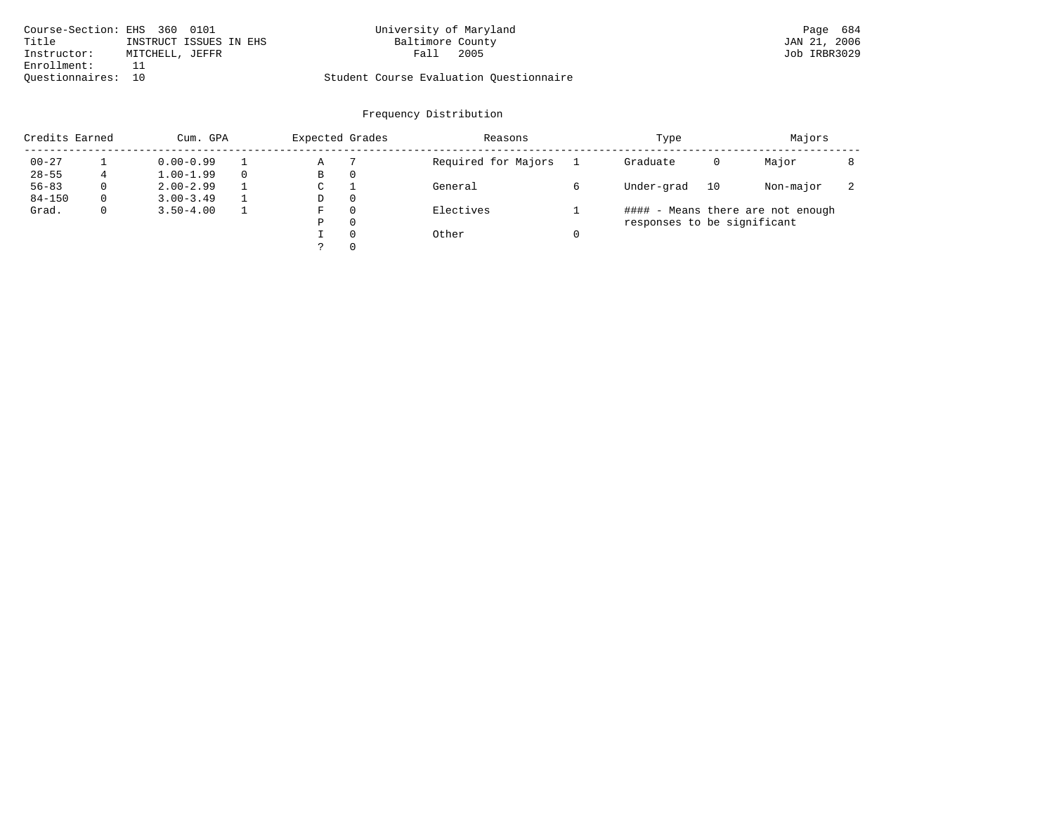Course-Section: EHS 360 0101
Title: INSTRUCT ISSUES IN EHS
Instructor: MITCHELL, JEFFR
Enrollment: 11
Questionnaires: 10

University of Maryland
Baltimore County
Fall 2005

Student Course Evaluation Questionnaire

JAN 21, 2006
Job IRBR3029

## Frequency Distribution

| Credits Earned | | Cum. GPA | | Expected Grades | | Reasons | | Type | | Majors | |
|---|---|---|---|---|---|---|---|---|---|---|---|
| 00-27 | 1 | 0.00-0.99 | 1 | A | 7 | Required for Majors | 1 | Graduate | 0 | Major | 8 |
| 28-55 | 4 | 1.00-1.99 | 0 | B | 0 | | | | | | |
| 56-83 | 0 | 2.00-2.99 | 1 | C | 1 | General | 6 | Under-grad | 10 | Non-major | 2 |
| 84-150 | 0 | 3.00-3.49 | 1 | D | 0 | | | | | | |
| Grad. | 0 | 3.50-4.00 | 1 | F | 0 | Electives | 1 | | | | |
| | | | | P | 0 | | | | | | |
| | | | | I | 0 | Other | 0 | | | | |
| | | | | ? | 0 | | | | | | |

#### - Means there are not enough responses to be significant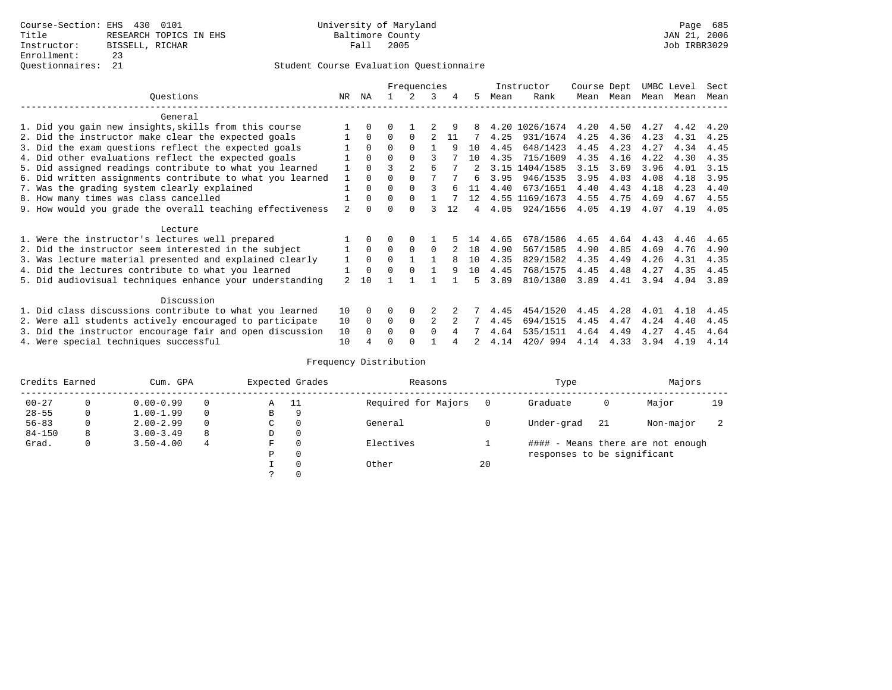Course-Section: EHS 430 0101
Title: RESEARCH TOPICS IN EHS
Instructor: BISSELL, RICHAR
Enrollment: 23
Questionnaires: 21

University of Maryland
Baltimore County
Fall 2005

Page 685
JAN 21, 2006
Job IRBR3029

Student Course Evaluation Questionnaire

| Questions | NR | NA | 1 | 2 | 3 | 4 | 5 | Instructor Mean | Instructor Rank | Course Mean | Dept Mean | UMBC Mean | Level Mean | Sect Mean |
|---|---|---|---|---|---|---|---|---|---|---|---|---|---|---|
| **General** | | | | | | | | | | | | | | |
| 1. Did you gain new insights,skills from this course | 1 | 0 | 0 | 1 | 2 | 9 | 8 | 4.20 | 1026/1674 | 4.20 | 4.50 | 4.27 | 4.42 | 4.20 |
| 2. Did the instructor make clear the expected goals | 1 | 0 | 0 | 0 | 2 | 11 | 7 | 4.25 | 931/1674 | 4.25 | 4.36 | 4.23 | 4.31 | 4.25 |
| 3. Did the exam questions reflect the expected goals | 1 | 0 | 0 | 0 | 1 | 9 | 10 | 4.45 | 648/1423 | 4.45 | 4.23 | 4.27 | 4.34 | 4.45 |
| 4. Did other evaluations reflect the expected goals | 1 | 0 | 0 | 0 | 3 | 7 | 10 | 4.35 | 715/1609 | 4.35 | 4.16 | 4.22 | 4.30 | 4.35 |
| 5. Did assigned readings contribute to what you learned | 1 | 0 | 3 | 2 | 6 | 7 | 2 | 3.15 | 1404/1585 | 3.15 | 3.69 | 3.96 | 4.01 | 3.15 |
| 6. Did written assignments contribute to what you learned | 1 | 0 | 0 | 0 | 7 | 7 | 6 | 3.95 | 946/1535 | 3.95 | 4.03 | 4.08 | 4.18 | 3.95 |
| 7. Was the grading system clearly explained | 1 | 0 | 0 | 0 | 3 | 6 | 11 | 4.40 | 673/1651 | 4.40 | 4.43 | 4.18 | 4.23 | 4.40 |
| 8. How many times was class cancelled | 1 | 0 | 0 | 0 | 1 | 7 | 12 | 4.55 | 1169/1673 | 4.55 | 4.75 | 4.69 | 4.67 | 4.55 |
| 9. How would you grade the overall teaching effectiveness | 2 | 0 | 0 | 0 | 3 | 12 | 4 | 4.05 | 924/1656 | 4.05 | 4.19 | 4.07 | 4.19 | 4.05 |
| **Lecture** | | | | | | | | | | | | | | |
| 1. Were the instructor's lectures well prepared | 1 | 0 | 0 | 0 | 1 | 5 | 14 | 4.65 | 678/1586 | 4.65 | 4.64 | 4.43 | 4.46 | 4.65 |
| 2. Did the instructor seem interested in the subject | 1 | 0 | 0 | 0 | 0 | 2 | 18 | 4.90 | 567/1585 | 4.90 | 4.85 | 4.69 | 4.76 | 4.90 |
| 3. Was lecture material presented and explained clearly | 1 | 0 | 0 | 1 | 1 | 8 | 10 | 4.35 | 829/1582 | 4.35 | 4.49 | 4.26 | 4.31 | 4.35 |
| 4. Did the lectures contribute to what you learned | 1 | 0 | 0 | 0 | 1 | 9 | 10 | 4.45 | 768/1575 | 4.45 | 4.48 | 4.27 | 4.35 | 4.45 |
| 5. Did audiovisual techniques enhance your understanding | 2 | 10 | 1 | 1 | 1 | 1 | 5 | 3.89 | 810/1380 | 3.89 | 4.41 | 3.94 | 4.04 | 3.89 |
| **Discussion** | | | | | | | | | | | | | | |
| 1. Did class discussions contribute to what you learned | 10 | 0 | 0 | 0 | 2 | 2 | 7 | 4.45 | 454/1520 | 4.45 | 4.28 | 4.01 | 4.18 | 4.45 |
| 2. Were all students actively encouraged to participate | 10 | 0 | 0 | 0 | 2 | 2 | 7 | 4.45 | 694/1515 | 4.45 | 4.47 | 4.24 | 4.40 | 4.45 |
| 3. Did the instructor encourage fair and open discussion | 10 | 0 | 0 | 0 | 0 | 4 | 7 | 4.64 | 535/1511 | 4.64 | 4.49 | 4.27 | 4.45 | 4.64 |
| 4. Were special techniques successful | 10 | 4 | 0 | 0 | 1 | 4 | 2 | 4.14 | 420/ 994 | 4.14 | 4.33 | 3.94 | 4.19 | 4.14 |

Frequency Distribution

| Credits Earned | | Cum. GPA | | Expected Grades | | Reasons | | Type | | Majors | |
|---|---|---|---|---|---|---|---|---|---|---|---|
| 00-27 | 0 | 0.00-0.99 | 0 | A | 11 | Required for Majors | 0 | Graduate | 0 | Major | 19 |
| 28-55 | 0 | 1.00-1.99 | 0 | B | 9 | | | | | | |
| 56-83 | 0 | 2.00-2.99 | 0 | C | 0 | General | 0 | Under-grad | 21 | Non-major | 2 |
| 84-150 | 8 | 3.00-3.49 | 8 | D | 0 | | | | | | |
| Grad. | 0 | 3.50-4.00 | 4 | F | 0 | Electives | 1 | #### - Means there are not enough responses to be significant | | | |
| | | | | P | 0 | | | | | | |
| | | | | I | 0 | Other | 20 | | | | |
| | | | | ? | 0 | | | | | | |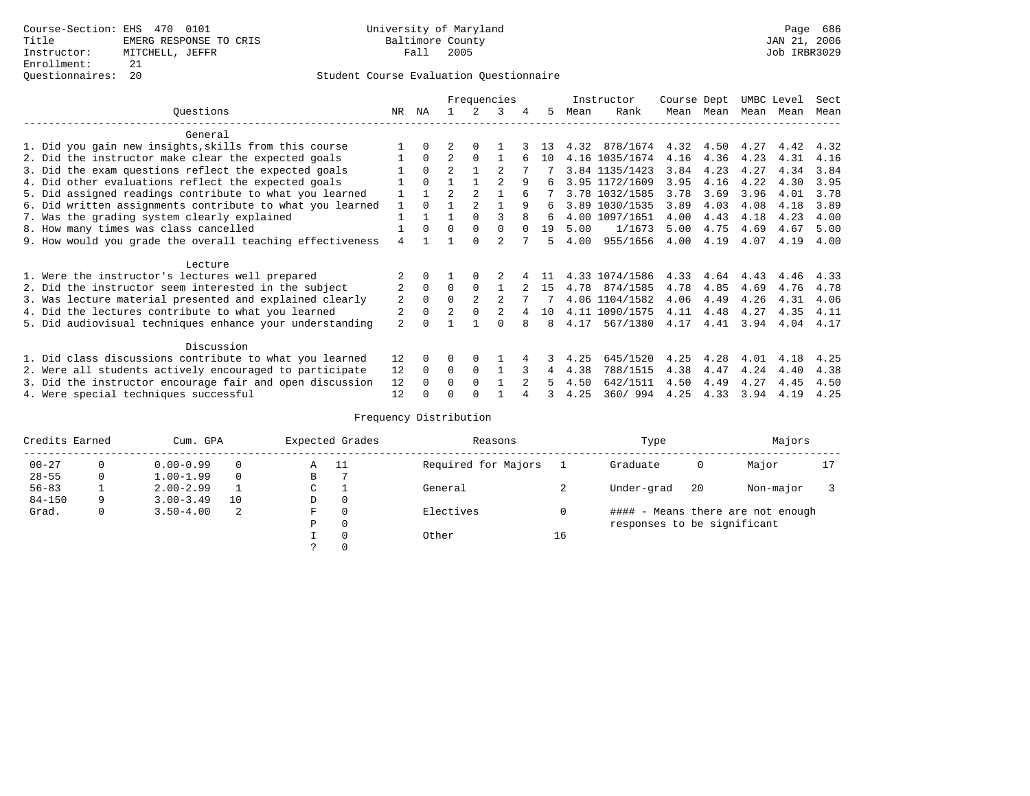Course-Section: EHS 470 0101
Title: EMERG RESPONSE TO CRIS
Instructor: MITCHELL, JEFFR
Enrollment: 21
Questionnaires: 20

University of Maryland
Baltimore County
Fall 2005

JAN 21, 2006
Job IRBR3029

Student Course Evaluation Questionnaire

| Questions | NR | NA | 1 | 2 | 3 | 4 | 5 | Instructor Mean | Instructor Rank | Course Mean | Dept Mean | UMBC Mean | Level Mean | Sect Mean |
|---|---|---|---|---|---|---|---|---|---|---|---|---|---|---|
| **General** | | | | | | | | | | | | | | |
| 1. Did you gain new insights,skills from this course | 1 | 0 | 2 | 0 | 1 | 3 | 13 | 4.32 | 878/1674 | 4.32 | 4.50 | 4.27 | 4.42 | 4.32 |
| 2. Did the instructor make clear the expected goals | 1 | 0 | 2 | 0 | 1 | 6 | 10 | 4.16 | 1035/1674 | 4.16 | 4.36 | 4.23 | 4.31 | 4.16 |
| 3. Did the exam questions reflect the expected goals | 1 | 0 | 2 | 1 | 2 | 7 | 7 | 3.84 | 1135/1423 | 3.84 | 4.23 | 4.27 | 4.34 | 3.84 |
| 4. Did other evaluations reflect the expected goals | 1 | 0 | 1 | 1 | 2 | 9 | 6 | 3.95 | 1172/1609 | 3.95 | 4.16 | 4.22 | 4.30 | 3.95 |
| 5. Did assigned readings contribute to what you learned | 1 | 1 | 2 | 2 | 1 | 6 | 7 | 3.78 | 1032/1585 | 3.78 | 3.69 | 3.96 | 4.01 | 3.78 |
| 6. Did written assignments contribute to what you learned | 1 | 0 | 1 | 2 | 1 | 9 | 6 | 3.89 | 1030/1535 | 3.89 | 4.03 | 4.08 | 4.18 | 3.89 |
| 7. Was the grading system clearly explained | 1 | 1 | 1 | 0 | 3 | 8 | 6 | 4.00 | 1097/1651 | 4.00 | 4.43 | 4.18 | 4.23 | 4.00 |
| 8. How many times was class cancelled | 1 | 0 | 0 | 0 | 0 | 0 | 19 | 5.00 | 1/1673 | 5.00 | 4.75 | 4.69 | 4.67 | 5.00 |
| 9. How would you grade the overall teaching effectiveness | 4 | 1 | 1 | 0 | 2 | 7 | 5 | 4.00 | 955/1656 | 4.00 | 4.19 | 4.07 | 4.19 | 4.00 |
| **Lecture** | | | | | | | | | | | | | | |
| 1. Were the instructor's lectures well prepared | 2 | 0 | 1 | 0 | 2 | 4 | 11 | 4.33 | 1074/1586 | 4.33 | 4.64 | 4.43 | 4.46 | 4.33 |
| 2. Did the instructor seem interested in the subject | 2 | 0 | 0 | 0 | 1 | 2 | 15 | 4.78 | 874/1585 | 4.78 | 4.85 | 4.69 | 4.76 | 4.78 |
| 3. Was lecture material presented and explained clearly | 2 | 0 | 0 | 2 | 2 | 7 | 7 | 4.06 | 1104/1582 | 4.06 | 4.49 | 4.26 | 4.31 | 4.06 |
| 4. Did the lectures contribute to what you learned | 2 | 0 | 2 | 0 | 2 | 4 | 10 | 4.11 | 1090/1575 | 4.11 | 4.48 | 4.27 | 4.35 | 4.11 |
| 5. Did audiovisual techniques enhance your understanding | 2 | 0 | 1 | 1 | 0 | 8 | 8 | 4.17 | 567/1380 | 4.17 | 4.41 | 3.94 | 4.04 | 4.17 |
| **Discussion** | | | | | | | | | | | | | | |
| 1. Did class discussions contribute to what you learned | 12 | 0 | 0 | 0 | 1 | 4 | 3 | 4.25 | 645/1520 | 4.25 | 4.28 | 4.01 | 4.18 | 4.25 |
| 2. Were all students actively encouraged to participate | 12 | 0 | 0 | 0 | 1 | 3 | 4 | 4.38 | 788/1515 | 4.38 | 4.47 | 4.24 | 4.40 | 4.38 |
| 3. Did the instructor encourage fair and open discussion | 12 | 0 | 0 | 0 | 1 | 2 | 5 | 4.50 | 642/1511 | 4.50 | 4.49 | 4.27 | 4.45 | 4.50 |
| 4. Were special techniques successful | 12 | 0 | 0 | 0 | 1 | 4 | 3 | 4.25 | 360/994 | 4.25 | 4.33 | 3.94 | 4.19 | 4.25 |

Frequency Distribution

| Credits Earned | | Cum. GPA | | Expected Grades | | Reasons | | Type | | Majors | |
|---|---|---|---|---|---|---|---|---|---|---|---|
| 00-27 | 0 | 0.00-0.99 | 0 | A | 11 | Required for Majors | 1 | Graduate | 0 | Major | 17 |
| 28-55 | 0 | 1.00-1.99 | 0 | B | 7 | | | | | | |
| 56-83 | 1 | 2.00-2.99 | 1 | C | 1 | General | 2 | Under-grad | 20 | Non-major | 3 |
| 84-150 | 9 | 3.00-3.49 | 10 | D | 0 | | | | | | |
| Grad. | 0 | 3.50-4.00 | 2 | F | 0 | Electives | 0 | #### - Means there are not enough responses to be significant | | | |
| | | | | P | 0 | | | | | | |
| | | | | I | 0 | Other | 16 | | | | |
| | | | | ? | 0 | | | | | | |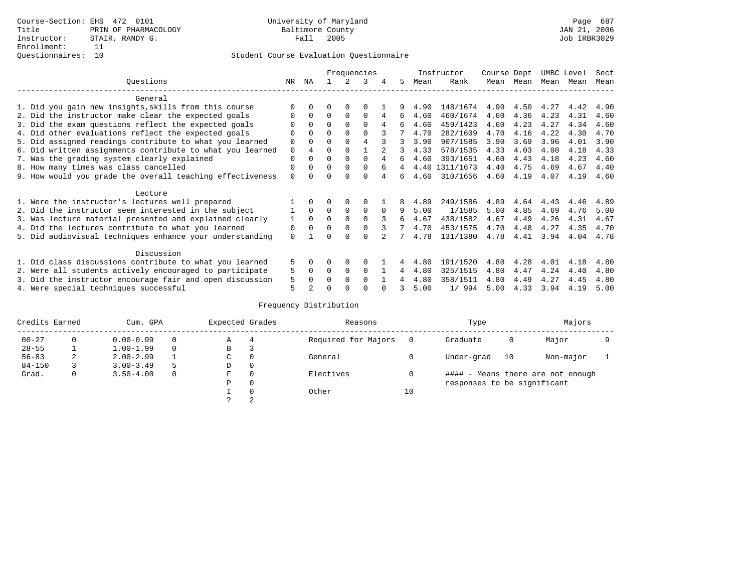Course-Section: EHS 472 0101
Title: PRIN OF PHARMACOLOGY
Instructor: STAIR, RANDY G.
Enrollment: 11
Questionnaires: 10

University of Maryland
Baltimore County
Fall 2005

Student Course Evaluation Questionnaire

| Questions | NR | NA | 1 | 2 | 3 | 4 | 5 | Instructor Mean | Rank | Course Mean | Dept Mean | UMBC Mean | Level Mean | Sect Mean |
|---|---|---|---|---|---|---|---|---|---|---|---|---|---|---|
| **General** | | | | | | | | | | | | | | |
| 1. Did you gain new insights,skills from this course | 0 | 0 | 0 | 0 | 0 | 1 | 9 | 4.90 | 148/1674 | 4.90 | 4.50 | 4.27 | 4.42 | 4.90 |
| 2. Did the instructor make clear the expected goals | 0 | 0 | 0 | 0 | 0 | 4 | 6 | 4.60 | 460/1674 | 4.60 | 4.36 | 4.23 | 4.31 | 4.60 |
| 3. Did the exam questions reflect the expected goals | 0 | 0 | 0 | 0 | 0 | 4 | 6 | 4.60 | 459/1423 | 4.60 | 4.23 | 4.27 | 4.34 | 4.60 |
| 4. Did other evaluations reflect the expected goals | 0 | 0 | 0 | 0 | 0 | 3 | 7 | 4.70 | 282/1609 | 4.70 | 4.16 | 4.22 | 4.30 | 4.70 |
| 5. Did assigned readings contribute to what you learned | 0 | 0 | 0 | 0 | 4 | 3 | 3 | 3.90 | 907/1585 | 3.90 | 3.69 | 3.96 | 4.01 | 3.90 |
| 6. Did written assignments contribute to what you learned | 0 | 4 | 0 | 0 | 1 | 2 | 3 | 4.33 | 578/1535 | 4.33 | 4.03 | 4.08 | 4.18 | 4.33 |
| 7. Was the grading system clearly explained | 0 | 0 | 0 | 0 | 0 | 4 | 6 | 4.60 | 393/1651 | 4.60 | 4.43 | 4.18 | 4.23 | 4.60 |
| 8. How many times was class cancelled | 0 | 0 | 0 | 0 | 0 | 6 | 4 | 4.40 | 1311/1673 | 4.40 | 4.75 | 4.69 | 4.67 | 4.40 |
| 9. How would you grade the overall teaching effectiveness | 0 | 0 | 0 | 0 | 0 | 4 | 6 | 4.60 | 310/1656 | 4.60 | 4.19 | 4.07 | 4.19 | 4.60 |
| **Lecture** | | | | | | | | | | | | | | |
| 1. Were the instructor's lectures well prepared | 1 | 0 | 0 | 0 | 0 | 1 | 8 | 4.89 | 249/1586 | 4.89 | 4.64 | 4.43 | 4.46 | 4.89 |
| 2. Did the instructor seem interested in the subject | 1 | 0 | 0 | 0 | 0 | 0 | 9 | 5.00 | 1/1585 | 5.00 | 4.85 | 4.69 | 4.76 | 5.00 |
| 3. Was lecture material presented and explained clearly | 1 | 0 | 0 | 0 | 0 | 3 | 6 | 4.67 | 438/1582 | 4.67 | 4.49 | 4.26 | 4.31 | 4.67 |
| 4. Did the lectures contribute to what you learned | 0 | 0 | 0 | 0 | 0 | 3 | 7 | 4.70 | 453/1575 | 4.70 | 4.48 | 4.27 | 4.35 | 4.70 |
| 5. Did audiovisual techniques enhance your understanding | 0 | 1 | 0 | 0 | 0 | 2 | 7 | 4.78 | 131/1380 | 4.78 | 4.41 | 3.94 | 4.04 | 4.78 |
| **Discussion** | | | | | | | | | | | | | | |
| 1. Did class discussions contribute to what you learned | 5 | 0 | 0 | 0 | 0 | 1 | 4 | 4.80 | 191/1520 | 4.80 | 4.28 | 4.01 | 4.18 | 4.80 |
| 2. Were all students actively encouraged to participate | 5 | 0 | 0 | 0 | 0 | 1 | 4 | 4.80 | 325/1515 | 4.80 | 4.47 | 4.24 | 4.40 | 4.80 |
| 3. Did the instructor encourage fair and open discussion | 5 | 0 | 0 | 0 | 0 | 1 | 4 | 4.80 | 358/1511 | 4.80 | 4.49 | 4.27 | 4.45 | 4.80 |
| 4. Were special techniques successful | 5 | 2 | 0 | 0 | 0 | 0 | 3 | 5.00 | 1/ 994 | 5.00 | 4.33 | 3.94 | 4.19 | 5.00 |

Frequency Distribution

| Credits Earned | | Cum. GPA | | Expected Grades | | Reasons | | Type | | Majors | |
|---|---|---|---|---|---|---|---|---|---|---|---|
| 00-27 | 0 | 0.00-0.99 | 0 | A | 4 | Required for Majors | 0 | Graduate | 0 | Major | 9 |
| 28-55 | 1 | 1.00-1.99 | 0 | B | 3 | | | | | | |
| 56-83 | 2 | 2.00-2.99 | 1 | C | 0 | General | 0 | Under-grad | 10 | Non-major | 1 |
| 84-150 | 3 | 3.00-3.49 | 5 | D | 0 | | | | | | |
| Grad. | 0 | 3.50-4.00 | 0 | F | 0 | Electives | 0 | #### - Means there are not enough responses to be significant | | | |
| | | | | P | 0 | | | | | | |
| | | | | I | 0 | Other | 10 | | | | |
| | | | | ? | 2 | | | | | | |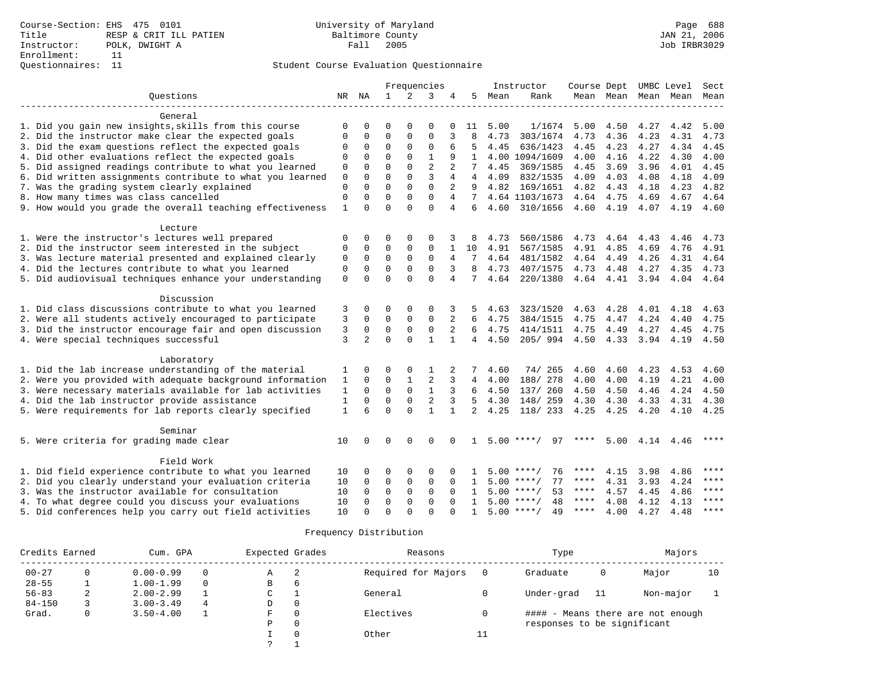Course-Section: EHS 475 0101
Title: RESP & CRIT ILL PATIEN
Instructor: POLK, DWIGHT A
Enrollment: 11
Questionnaires: 11

University of Maryland
Baltimore County
Fall 2005

Page 688
JAN 21, 2006
Job IRBR3029

## Student Course Evaluation Questionnaire

| Questions | NR | NA | 1 | 2 | 3 | 4 | 5 | Instructor Mean | Rank | Course Mean | Dept Mean | UMBC Mean | Level Mean | Sect Mean |
|---|---|---|---|---|---|---|---|---|---|---|---|---|---|---|
| **General** | | | | | | | | | | | | | | |
| 1. Did you gain new insights,skills from this course | 0 | 0 | 0 | 0 | 0 | 0 | 11 | 5.00 | 1/1674 | 5.00 | 4.50 | 4.27 | 4.42 | 5.00 |
| 2. Did the instructor make clear the expected goals | 0 | 0 | 0 | 0 | 0 | 3 | 8 | 4.73 | 303/1674 | 4.73 | 4.36 | 4.23 | 4.31 | 4.73 |
| 3. Did the exam questions reflect the expected goals | 0 | 0 | 0 | 0 | 0 | 6 | 5 | 4.45 | 636/1423 | 4.45 | 4.23 | 4.27 | 4.34 | 4.45 |
| 4. Did other evaluations reflect the expected goals | 0 | 0 | 0 | 0 | 1 | 9 | 1 | 4.00 | 1094/1609 | 4.00 | 4.16 | 4.22 | 4.30 | 4.00 |
| 5. Did assigned readings contribute to what you learned | 0 | 0 | 0 | 0 | 2 | 2 | 7 | 4.45 | 369/1585 | 4.45 | 3.69 | 3.96 | 4.01 | 4.45 |
| 6. Did written assignments contribute to what you learned | 0 | 0 | 0 | 0 | 3 | 4 | 4 | 4.09 | 832/1535 | 4.09 | 4.03 | 4.08 | 4.18 | 4.09 |
| 7. Was the grading system clearly explained | 0 | 0 | 0 | 0 | 0 | 2 | 9 | 4.82 | 169/1651 | 4.82 | 4.43 | 4.18 | 4.23 | 4.82 |
| 8. How many times was class cancelled | 0 | 0 | 0 | 0 | 0 | 4 | 7 | 4.64 | 1103/1673 | 4.64 | 4.75 | 4.69 | 4.67 | 4.64 |
| 9. How would you grade the overall teaching effectiveness | 1 | 0 | 0 | 0 | 0 | 4 | 6 | 4.60 | 310/1656 | 4.60 | 4.19 | 4.07 | 4.19 | 4.60 |
| **Lecture** | | | | | | | | | | | | | | |
| 1. Were the instructor's lectures well prepared | 0 | 0 | 0 | 0 | 0 | 3 | 8 | 4.73 | 560/1586 | 4.73 | 4.64 | 4.43 | 4.46 | 4.73 |
| 2. Did the instructor seem interested in the subject | 0 | 0 | 0 | 0 | 0 | 1 | 10 | 4.91 | 567/1585 | 4.91 | 4.85 | 4.69 | 4.76 | 4.91 |
| 3. Was lecture material presented and explained clearly | 0 | 0 | 0 | 0 | 0 | 4 | 7 | 4.64 | 481/1582 | 4.64 | 4.49 | 4.26 | 4.31 | 4.64 |
| 4. Did the lectures contribute to what you learned | 0 | 0 | 0 | 0 | 0 | 3 | 8 | 4.73 | 407/1575 | 4.73 | 4.48 | 4.27 | 4.35 | 4.73 |
| 5. Did audiovisual techniques enhance your understanding | 0 | 0 | 0 | 0 | 0 | 4 | 7 | 4.64 | 220/1380 | 4.64 | 4.41 | 3.94 | 4.04 | 4.64 |
| **Discussion** | | | | | | | | | | | | | | |
| 1. Did class discussions contribute to what you learned | 3 | 0 | 0 | 0 | 0 | 3 | 5 | 4.63 | 323/1520 | 4.63 | 4.28 | 4.01 | 4.18 | 4.63 |
| 2. Were all students actively encouraged to participate | 3 | 0 | 0 | 0 | 0 | 2 | 6 | 4.75 | 384/1515 | 4.75 | 4.47 | 4.24 | 4.40 | 4.75 |
| 3. Did the instructor encourage fair and open discussion | 3 | 0 | 0 | 0 | 0 | 2 | 6 | 4.75 | 414/1511 | 4.75 | 4.49 | 4.27 | 4.45 | 4.75 |
| 4. Were special techniques successful | 3 | 2 | 0 | 0 | 1 | 1 | 4 | 4.50 | 205/ 994 | 4.50 | 4.33 | 3.94 | 4.19 | 4.50 |
| **Laboratory** | | | | | | | | | | | | | | |
| 1. Did the lab increase understanding of the material | 1 | 0 | 0 | 0 | 1 | 2 | 7 | 4.60 | 74/ 265 | 4.60 | 4.60 | 4.23 | 4.53 | 4.60 |
| 2. Were you provided with adequate background information | 1 | 0 | 0 | 1 | 2 | 3 | 4 | 4.00 | 188/ 278 | 4.00 | 4.00 | 4.19 | 4.21 | 4.00 |
| 3. Were necessary materials available for lab activities | 1 | 0 | 0 | 0 | 1 | 3 | 6 | 4.50 | 137/ 260 | 4.50 | 4.50 | 4.46 | 4.24 | 4.50 |
| 4. Did the lab instructor provide assistance | 1 | 0 | 0 | 0 | 2 | 3 | 5 | 4.30 | 148/ 259 | 4.30 | 4.30 | 4.33 | 4.31 | 4.30 |
| 5. Were requirements for lab reports clearly specified | 1 | 6 | 0 | 0 | 1 | 1 | 2 | 4.25 | 118/ 233 | 4.25 | 4.25 | 4.20 | 4.10 | 4.25 |
| **Seminar** | | | | | | | | | | | | | | |
| 5. Were criteria for grading made clear | 10 | 0 | 0 | 0 | 0 | 0 | 1 | 5.00 | ****/ 97 | **** | 5.00 | 4.14 | 4.46 | **** |
| **Field Work** | | | | | | | | | | | | | | |
| 1. Did field experience contribute to what you learned | 10 | 0 | 0 | 0 | 0 | 0 | 1 | 5.00 | ****/ 76 | **** | 4.15 | 3.98 | 4.86 | **** |
| 2. Did you clearly understand your evaluation criteria | 10 | 0 | 0 | 0 | 0 | 0 | 1 | 5.00 | ****/ 77 | **** | 4.31 | 3.93 | 4.24 | **** |
| 3. Was the instructor available for consultation | 10 | 0 | 0 | 0 | 0 | 0 | 1 | 5.00 | ****/ 53 | **** | 4.57 | 4.45 | 4.86 | **** |
| 4. To what degree could you discuss your evaluations | 10 | 0 | 0 | 0 | 0 | 0 | 1 | 5.00 | ****/ 48 | **** | 4.08 | 4.12 | 4.13 | **** |
| 5. Did conferences help you carry out field activities | 10 | 0 | 0 | 0 | 0 | 0 | 1 | 5.00 | ****/ 49 | **** | 4.00 | 4.27 | 4.48 | **** |

## Frequency Distribution

| Credits Earned | | Cum. GPA | | Expected Grades | | Reasons | | Type | | Majors | |
|---|---|---|---|---|---|---|---|---|---|---|---|
| 00-27 | 0 | 0.00-0.99 | 0 | A | 2 | Required for Majors | 0 | Graduate | 0 | Major | 10 |
| 28-55 | 1 | 1.00-1.99 | 0 | B | 6 | | | | | | |
| 56-83 | 2 | 2.00-2.99 | 1 | C | 1 | General | 0 | Under-grad | 11 | Non-major | 1 |
| 84-150 | 3 | 3.00-3.49 | 4 | D | 0 | | | | | | |
| Grad. | 0 | 3.50-4.00 | 1 | F | 0 | Electives | 0 | | | | |
| | | | | P | 0 | | | | | | |
| | | | | I | 0 | Other | 11 | | | | |
| | | | | ? | 1 | | | | | | |

#### - Means there are not enough responses to be significant